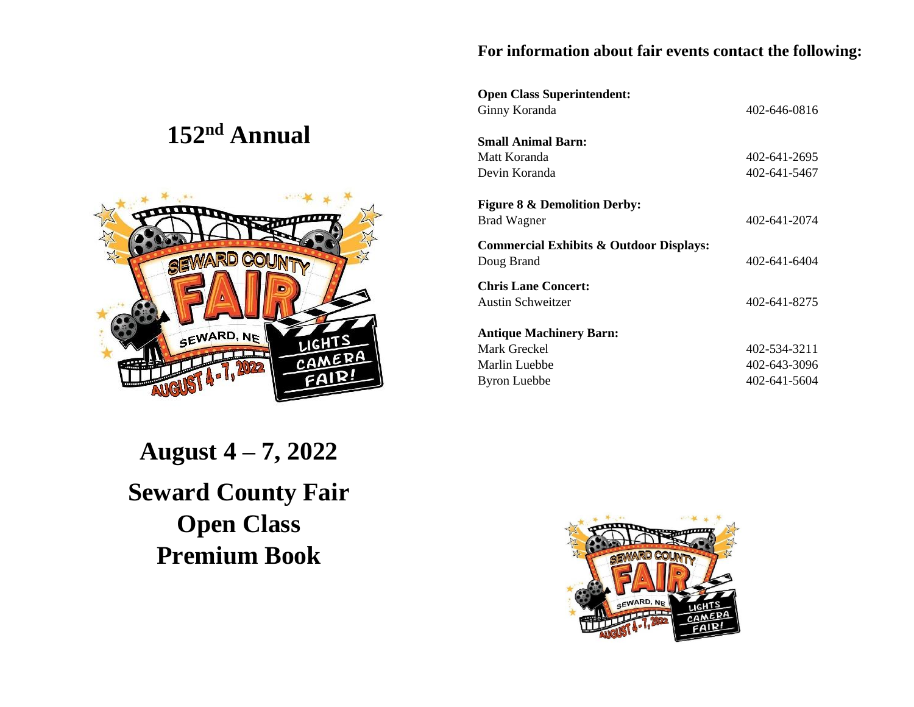# 152nd Annual

# August 4 – 7, 2022

# Seward County Fair
# Open Class
# Premium Book

**For information about fair events contact the following:**

| | |
|---|---|
| **Open Class Superintendent:** | |
| Ginny Koranda | 402-646-0816 |
| **Small Animal Barn:** | |
| Matt Koranda | 402-641-2695 |
| Devin Koranda | 402-641-5467 |
| **Figure 8 & Demolition Derby:** | |
| Brad Wagner | 402-641-2074 |
| **Commercial Exhibits & Outdoor Displays:** | |
| Doug Brand | 402-641-6404 |
| **Chris Lane Concert:** | |
| Austin Schweitzer | 402-641-8275 |
| **Antique Machinery Barn:** | |
| Mark Greckel | 402-534-3211 |
| Marlin Luebbe | 402-643-3096 |
| Byron Luebbe | 402-641-5604 |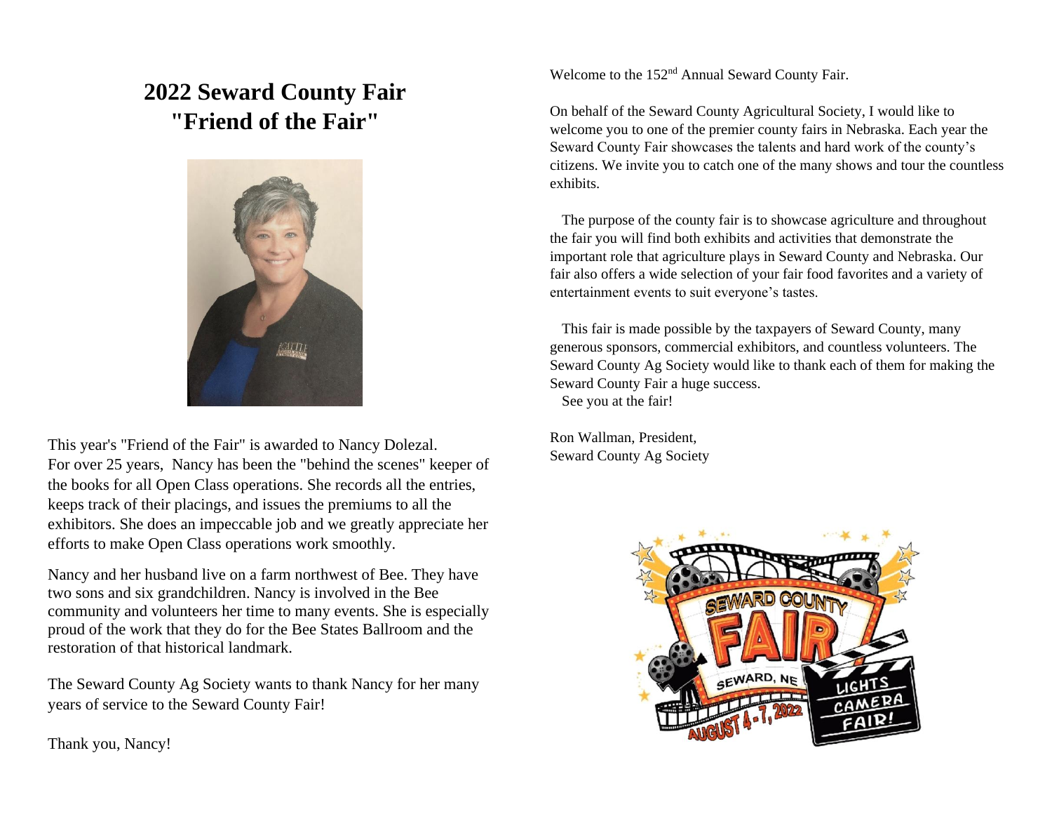# 2022 Seward County Fair "Friend of the Fair"

This year's "Friend of the Fair" is awarded to Nancy Dolezal. For over 25 years, Nancy has been the "behind the scenes" keeper of the books for all Open Class operations. She records all the entries, keeps track of their placings, and issues the premiums to all the exhibitors. She does an impeccable job and we greatly appreciate her efforts to make Open Class operations work smoothly.

Nancy and her husband live on a farm northwest of Bee. They have two sons and six grandchildren. Nancy is involved in the Bee community and volunteers her time to many events. She is especially proud of the work that they do for the Bee States Ballroom and the restoration of that historical landmark.

The Seward County Ag Society wants to thank Nancy for her many years of service to the Seward County Fair!

Thank you, Nancy!

Welcome to the 152nd Annual Seward County Fair.

On behalf of the Seward County Agricultural Society, I would like to welcome you to one of the premier county fairs in Nebraska. Each year the Seward County Fair showcases the talents and hard work of the county's citizens. We invite you to catch one of the many shows and tour the countless exhibits.

The purpose of the county fair is to showcase agriculture and throughout the fair you will find both exhibits and activities that demonstrate the important role that agriculture plays in Seward County and Nebraska. Our fair also offers a wide selection of your fair food favorites and a variety of entertainment events to suit everyone's tastes.

This fair is made possible by the taxpayers of Seward County, many generous sponsors, commercial exhibitors, and countless volunteers. The Seward County Ag Society would like to thank each of them for making the Seward County Fair a huge success.

See you at the fair!

Ron Wallman, President,
Seward County Ag Society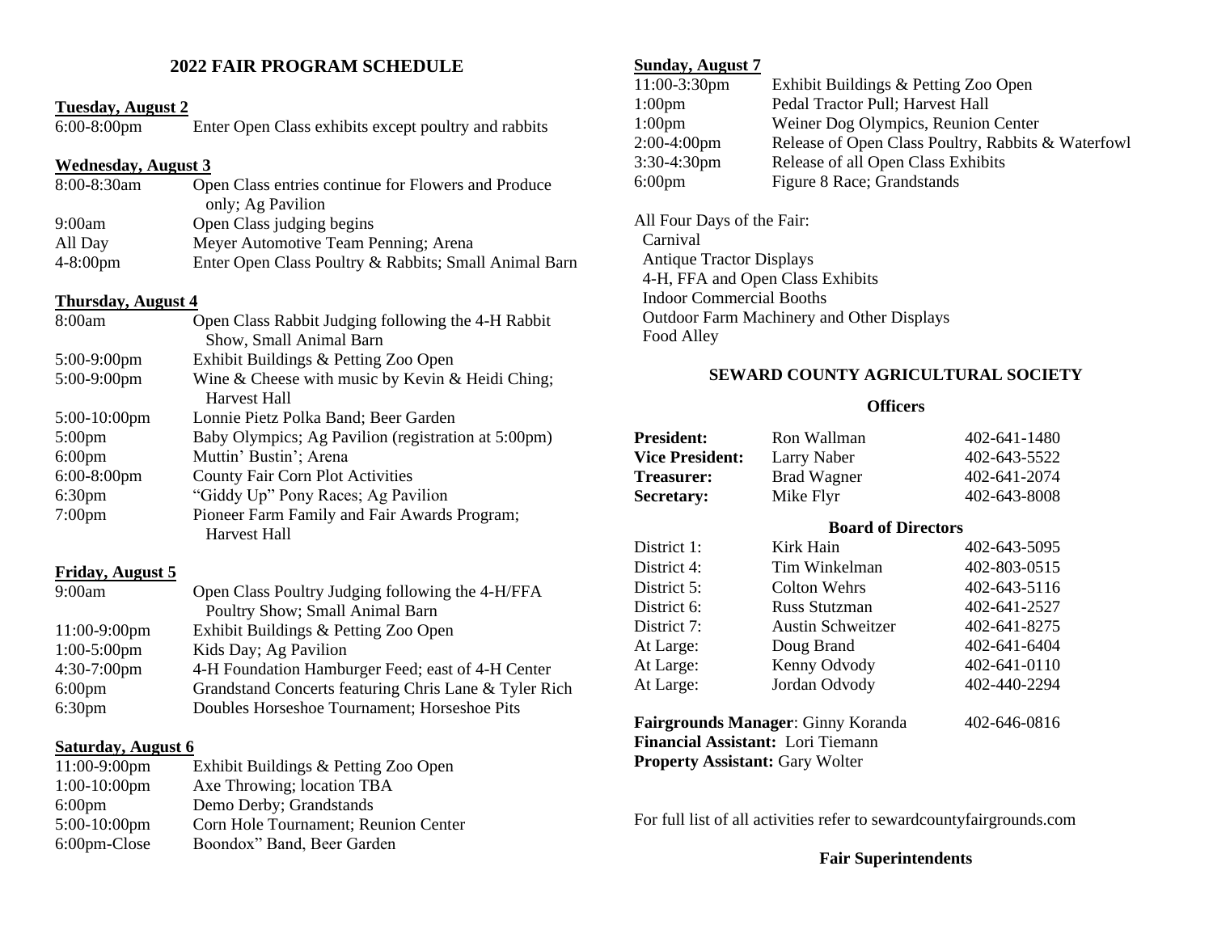# 2022 FAIR PROGRAM SCHEDULE

**Tuesday, August 2**

| | |
|---|---|
| 6:00-8:00pm | Enter Open Class exhibits except poultry and rabbits |

**Wednesday, August 3**

| | |
|---|---|
| 8:00-8:30am | Open Class entries continue for Flowers and Produce only; Ag Pavilion |
| 9:00am | Open Class judging begins |
| All Day | Meyer Automotive Team Penning; Arena |
| 4-8:00pm | Enter Open Class Poultry & Rabbits; Small Animal Barn |

**Thursday, August 4**

| | |
|---|---|
| 8:00am | Open Class Rabbit Judging following the 4-H Rabbit Show, Small Animal Barn |
| 5:00-9:00pm | Exhibit Buildings & Petting Zoo Open |
| 5:00-9:00pm | Wine & Cheese with music by Kevin & Heidi Ching; Harvest Hall |
| 5:00-10:00pm | Lonnie Pietz Polka Band; Beer Garden |
| 5:00pm | Baby Olympics; Ag Pavilion (registration at 5:00pm) |
| 6:00pm | Muttin' Bustin'; Arena |
| 6:00-8:00pm | County Fair Corn Plot Activities |
| 6:30pm | "Giddy Up" Pony Races; Ag Pavilion |
| 7:00pm | Pioneer Farm Family and Fair Awards Program; Harvest Hall |

**Friday, August 5**

| | |
|---|---|
| 9:00am | Open Class Poultry Judging following the 4-H/FFA Poultry Show; Small Animal Barn |
| 11:00-9:00pm | Exhibit Buildings & Petting Zoo Open |
| 1:00-5:00pm | Kids Day; Ag Pavilion |
| 4:30-7:00pm | 4-H Foundation Hamburger Feed; east of 4-H Center |
| 6:00pm | Grandstand Concerts featuring Chris Lane & Tyler Rich |
| 6:30pm | Doubles Horseshoe Tournament; Horseshoe Pits |

**Saturday, August 6**

| | |
|---|---|
| 11:00-9:00pm | Exhibit Buildings & Petting Zoo Open |
| 1:00-10:00pm | Axe Throwing; location TBA |
| 6:00pm | Demo Derby; Grandstands |
| 5:00-10:00pm | Corn Hole Tournament; Reunion Center |
| 6:00pm-Close | Boondox" Band, Beer Garden |

**Sunday, August 7**

| | |
|---|---|
| 11:00-3:30pm | Exhibit Buildings & Petting Zoo Open |
| 1:00pm | Pedal Tractor Pull; Harvest Hall |
| 1:00pm | Weiner Dog Olympics, Reunion Center |
| 2:00-4:00pm | Release of Open Class Poultry, Rabbits & Waterfowl |
| 3:30-4:30pm | Release of all Open Class Exhibits |
| 6:00pm | Figure 8 Race; Grandstands |

All Four Days of the Fair:
- Carnival
- Antique Tractor Displays
- 4-H, FFA and Open Class Exhibits
- Indoor Commercial Booths
- Outdoor Farm Machinery and Other Displays
- Food Alley

## SEWARD COUNTY AGRICULTURAL SOCIETY

### Officers

| | | |
|---|---|---|
| **President:** | Ron Wallman | 402-641-1480 |
| **Vice President:** | Larry Naber | 402-643-5522 |
| **Treasurer:** | Brad Wagner | 402-641-2074 |
| **Secretary:** | Mike Flyr | 402-643-8008 |

### Board of Directors

| | | |
|---|---|---|
| District 1: | Kirk Hain | 402-643-5095 |
| District 4: | Tim Winkelman | 402-803-0515 |
| District 5: | Colton Wehrs | 402-643-5116 |
| District 6: | Russ Stutzman | 402-641-2527 |
| District 7: | Austin Schweitzer | 402-641-8275 |
| At Large: | Doug Brand | 402-641-6404 |
| At Large: | Kenny Odvody | 402-641-0110 |
| At Large: | Jordan Odvody | 402-440-2294 |

**Fairgrounds Manager**: Ginny Koranda 402-646-0816
**Financial Assistant:** Lori Tiemann
**Property Assistant:** Gary Wolter

For full list of all activities refer to sewardcountyfairgrounds.com

### Fair Superintendents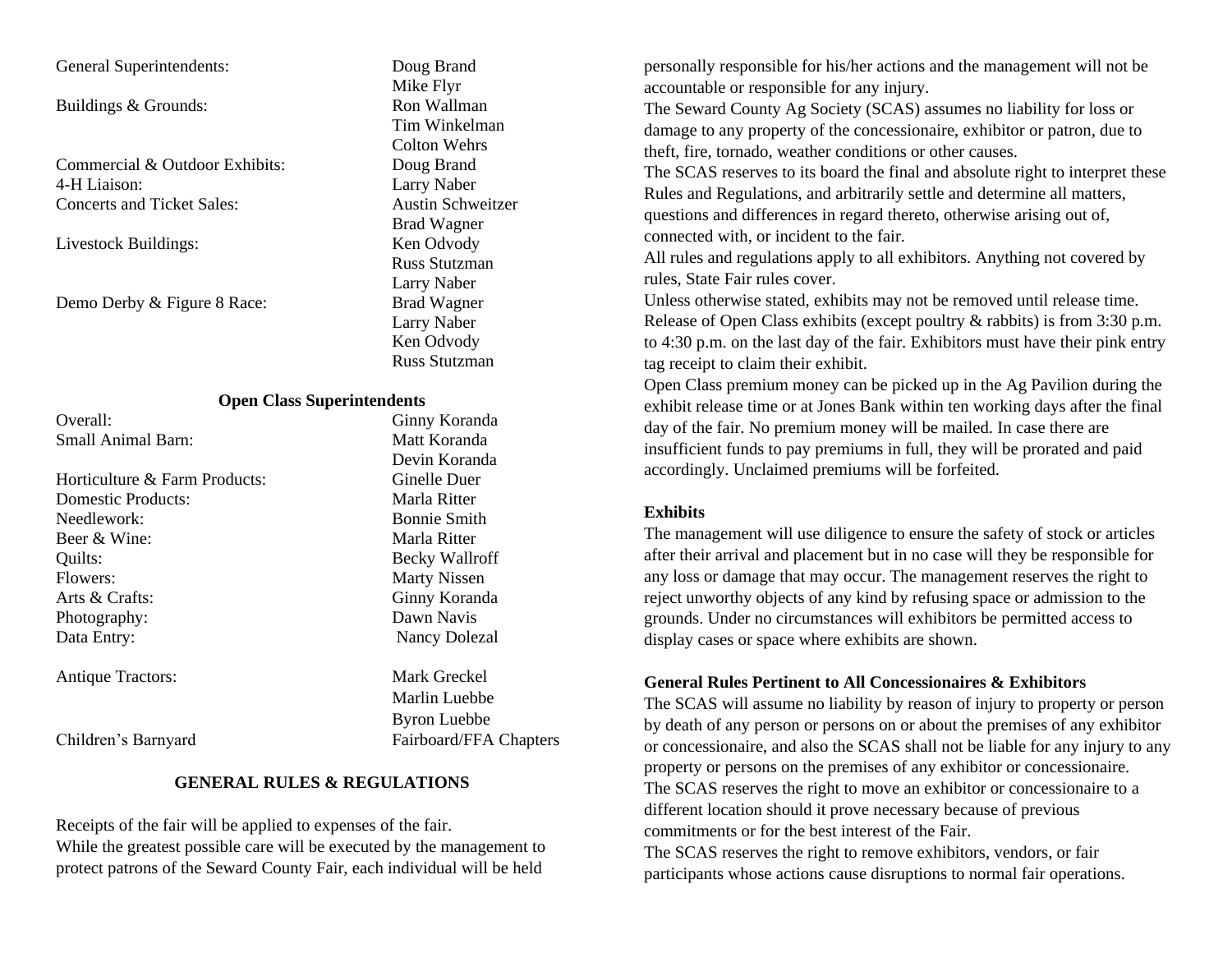| | |
|---|---|
| General Superintendents: | Doug Brand<br>Mike Flyr |
| Buildings & Grounds: | Ron Wallman<br>Tim Winkelman<br>Colton Wehrs |
| Commercial & Outdoor Exhibits: | Doug Brand |
| 4-H Liaison: | Larry Naber |
| Concerts and Ticket Sales: | Austin Schweitzer<br>Brad Wagner |
| Livestock Buildings: | Ken Odvody<br>Russ Stutzman<br>Larry Naber |
| Demo Derby & Figure 8 Race: | Brad Wagner<br>Larry Naber<br>Ken Odvody<br>Russ Stutzman |

**Open Class Superintendents**

| | |
|---|---|
| Overall: | Ginny Koranda |
| Small Animal Barn: | Matt Koranda<br>Devin Koranda |
| Horticulture & Farm Products: | Ginelle Duer |
| Domestic Products: | Marla Ritter |
| Needlework: | Bonnie Smith |
| Beer & Wine: | Marla Ritter |
| Quilts: | Becky Wallroff |
| Flowers: | Marty Nissen |
| Arts & Crafts: | Ginny Koranda |
| Photography: | Dawn Navis |
| Data Entry: | Nancy Dolezal |
| Antique Tractors: | Mark Greckel<br>Marlin Luebbe<br>Byron Luebbe |
| Children's Barnyard | Fairboard/FFA Chapters |

## GENERAL RULES & REGULATIONS

Receipts of the fair will be applied to expenses of the fair.
While the greatest possible care will be executed by the management to protect patrons of the Seward County Fair, each individual will be held personally responsible for his/her actions and the management will not be accountable or responsible for any injury.
The Seward County Ag Society (SCAS) assumes no liability for loss or damage to any property of the concessionaire, exhibitor or patron, due to theft, fire, tornado, weather conditions or other causes.
The SCAS reserves to its board the final and absolute right to interpret these Rules and Regulations, and arbitrarily settle and determine all matters, questions and differences in regard thereto, otherwise arising out of, connected with, or incident to the fair.
All rules and regulations apply to all exhibitors. Anything not covered by rules, State Fair rules cover.
Unless otherwise stated, exhibits may not be removed until release time. Release of Open Class exhibits (except poultry & rabbits) is from 3:30 p.m. to 4:30 p.m. on the last day of the fair. Exhibitors must have their pink entry tag receipt to claim their exhibit.
Open Class premium money can be picked up in the Ag Pavilion during the exhibit release time or at Jones Bank within ten working days after the final day of the fair. No premium money will be mailed. In case there are insufficient funds to pay premiums in full, they will be prorated and paid accordingly. Unclaimed premiums will be forfeited.

**Exhibits**

The management will use diligence to ensure the safety of stock or articles after their arrival and placement but in no case will they be responsible for any loss or damage that may occur. The management reserves the right to reject unworthy objects of any kind by refusing space or admission to the grounds. Under no circumstances will exhibitors be permitted access to display cases or space where exhibits are shown.

**General Rules Pertinent to All Concessionaires & Exhibitors**

The SCAS will assume no liability by reason of injury to property or person by death of any person or persons on or about the premises of any exhibitor or concessionaire, and also the SCAS shall not be liable for any injury to any property or persons on the premises of any exhibitor or concessionaire.
The SCAS reserves the right to move an exhibitor or concessionaire to a different location should it prove necessary because of previous commitments or for the best interest of the Fair.
The SCAS reserves the right to remove exhibitors, vendors, or fair participants whose actions cause disruptions to normal fair operations.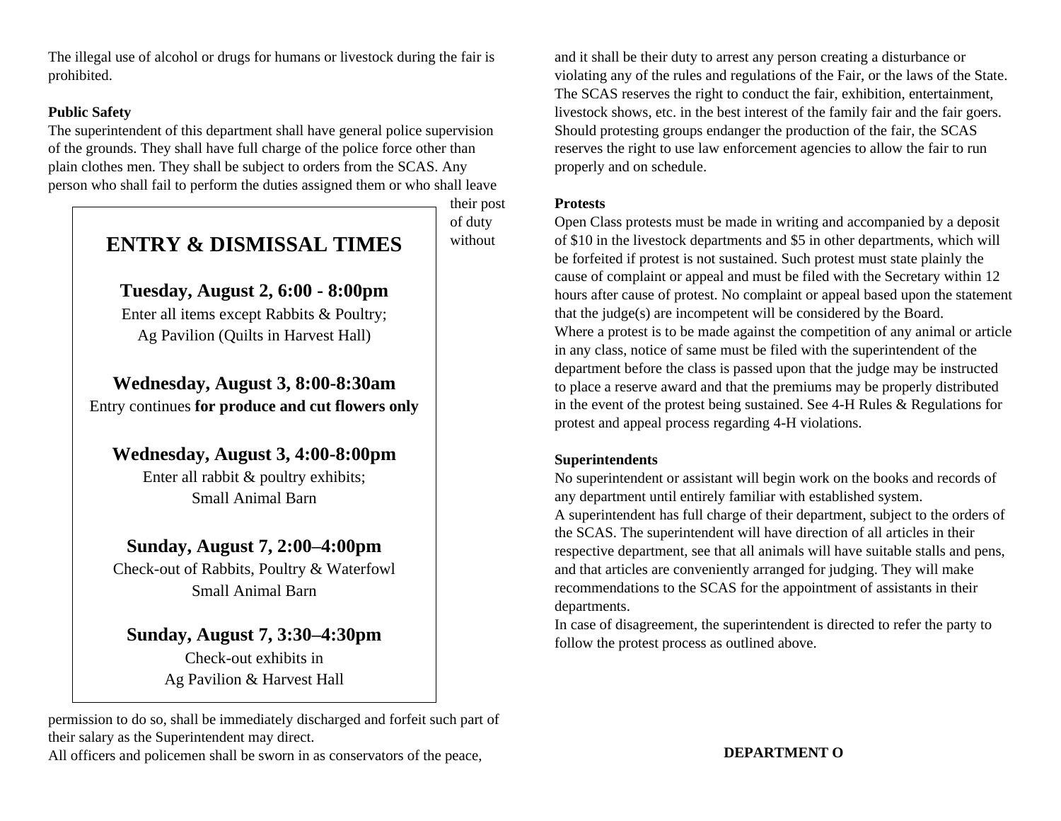The illegal use of alcohol or drugs for humans or livestock during the fair is prohibited.

**Public Safety**

The superintendent of this department shall have general police supervision of the grounds. They shall have full charge of the police force other than plain clothes men. They shall be subject to orders from the SCAS. Any person who shall fail to perform the duties assigned them or who shall leave their post of duty without permission to do so, shall be immediately discharged and forfeit such part of their salary as the Superintendent may direct.

All officers and policemen shall be sworn in as conservators of the peace, and it shall be their duty to arrest any person creating a disturbance or violating any of the rules and regulations of the Fair, or the laws of the State. The SCAS reserves the right to conduct the fair, exhibition, entertainment, livestock shows, etc. in the best interest of the family fair and the fair goers. Should protesting groups endanger the production of the fair, the SCAS reserves the right to use law enforcement agencies to allow the fair to run properly and on schedule.

## ENTRY & DISMISSAL TIMES

**Tuesday, August 2, 6:00 - 8:00pm**
Enter all items except Rabbits & Poultry;
Ag Pavilion (Quilts in Harvest Hall)

**Wednesday, August 3, 8:00-8:30am**
Entry continues **for produce and cut flowers only**

**Wednesday, August 3, 4:00-8:00pm**
Enter all rabbit & poultry exhibits;
Small Animal Barn

**Sunday, August 7, 2:00–4:00pm**
Check-out of Rabbits, Poultry & Waterfowl
Small Animal Barn

**Sunday, August 7, 3:30–4:30pm**
Check-out exhibits in
Ag Pavilion & Harvest Hall

**Protests**

Open Class protests must be made in writing and accompanied by a deposit of $10 in the livestock departments and $5 in other departments, which will be forfeited if protest is not sustained. Such protest must state plainly the cause of complaint or appeal and must be filed with the Secretary within 12 hours after cause of protest. No complaint or appeal based upon the statement that the judge(s) are incompetent will be considered by the Board.

Where a protest is to be made against the competition of any animal or article in any class, notice of same must be filed with the superintendent of the department before the class is passed upon that the judge may be instructed to place a reserve award and that the premiums may be properly distributed in the event of the protest being sustained. See 4-H Rules & Regulations for protest and appeal process regarding 4-H violations.

**Superintendents**

No superintendent or assistant will begin work on the books and records of any department until entirely familiar with established system.

A superintendent has full charge of their department, subject to the orders of the SCAS. The superintendent will have direction of all articles in their respective department, see that all animals will have suitable stalls and pens, and that articles are conveniently arranged for judging. They will make recommendations to the SCAS for the appointment of assistants in their departments.

In case of disagreement, the superintendent is directed to refer the party to follow the protest process as outlined above.

**DEPARTMENT O**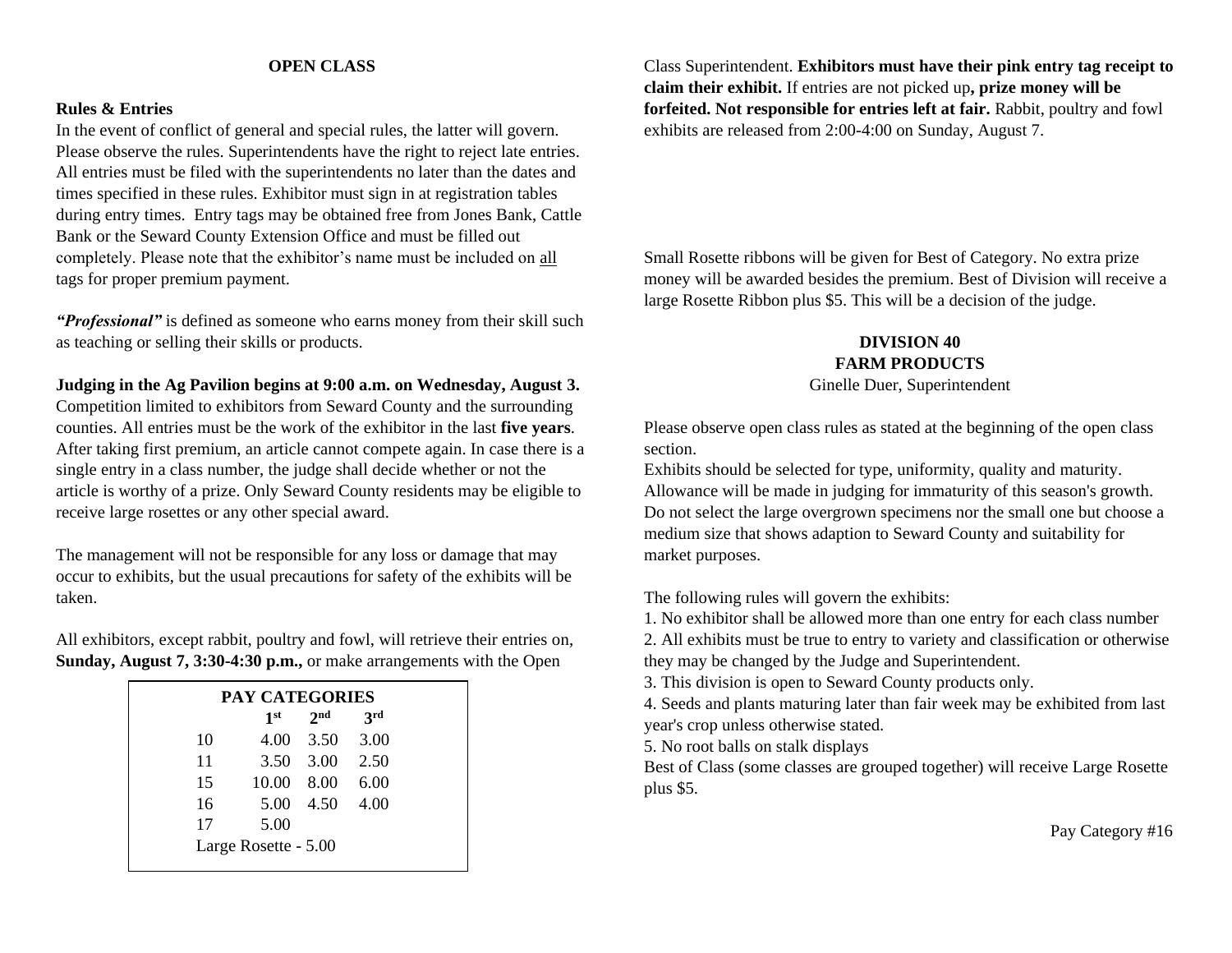## OPEN CLASS

### Rules & Entries

In the event of conflict of general and special rules, the latter will govern. Please observe the rules. Superintendents have the right to reject late entries. All entries must be filed with the superintendents no later than the dates and times specified in these rules. Exhibitor must sign in at registration tables during entry times. Entry tags may be obtained free from Jones Bank, Cattle Bank or the Seward County Extension Office and must be filled out completely. Please note that the exhibitor's name must be included on all tags for proper premium payment.

***"Professional"*** is defined as someone who earns money from their skill such as teaching or selling their skills or products.

**Judging in the Ag Pavilion begins at 9:00 a.m. on Wednesday, August 3.** Competition limited to exhibitors from Seward County and the surrounding counties. All entries must be the work of the exhibitor in the last **five years**. After taking first premium, an article cannot compete again. In case there is a single entry in a class number, the judge shall decide whether or not the article is worthy of a prize. Only Seward County residents may be eligible to receive large rosettes or any other special award.

The management will not be responsible for any loss or damage that may occur to exhibits, but the usual precautions for safety of the exhibits will be taken.

All exhibitors, except rabbit, poultry and fowl, will retrieve their entries on, **Sunday, August 7, 3:30-4:30 p.m.,** or make arrangements with the Open Class Superintendent. **Exhibitors must have their pink entry tag receipt to claim their exhibit.** If entries are not picked up**, prize money will be forfeited. Not responsible for entries left at fair.** Rabbit, poultry and fowl exhibits are released from 2:00-4:00 on Sunday, August 7.

**PAY CATEGORIES**

| | 1st | 2nd | 3rd |
|---|---|---|---|
| 10 | 4.00 | 3.50 | 3.00 |
| 11 | 3.50 | 3.00 | 2.50 |
| 15 | 10.00 | 8.00 | 6.00 |
| 16 | 5.00 | 4.50 | 4.00 |
| 17 | 5.00 | | |
| Large Rosette - 5.00 | | | |

Small Rosette ribbons will be given for Best of Category. No extra prize money will be awarded besides the premium. Best of Division will receive a large Rosette Ribbon plus $5. This will be a decision of the judge.

## DIVISION 40
## FARM PRODUCTS

Ginelle Duer, Superintendent

Please observe open class rules as stated at the beginning of the open class section.

Exhibits should be selected for type, uniformity, quality and maturity. Allowance will be made in judging for immaturity of this season's growth. Do not select the large overgrown specimens nor the small one but choose a medium size that shows adaption to Seward County and suitability for market purposes.

The following rules will govern the exhibits:

1. No exhibitor shall be allowed more than one entry for each class number
2. All exhibits must be true to entry to variety and classification or otherwise they may be changed by the Judge and Superintendent.
3. This division is open to Seward County products only.
4. Seeds and plants maturing later than fair week may be exhibited from last year's crop unless otherwise stated.
5. No root balls on stalk displays

Best of Class (some classes are grouped together) will receive Large Rosette plus $5.

Pay Category #16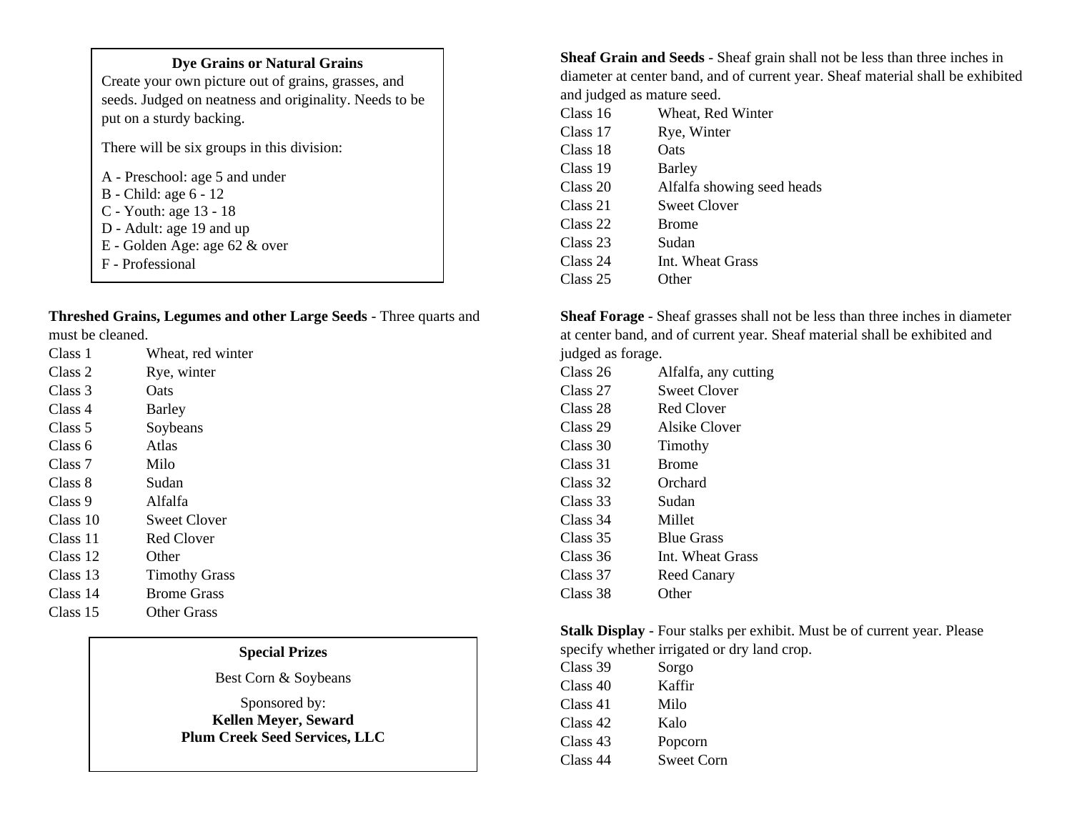**Dye Grains or Natural Grains**

Create your own picture out of grains, grasses, and seeds. Judged on neatness and originality. Needs to be put on a sturdy backing.

There will be six groups in this division:

A - Preschool: age 5 and under
B - Child: age 6 - 12
C - Youth: age 13 - 18
D - Adult: age 19 and up
E - Golden Age: age 62 & over
F - Professional

**Threshed Grains, Legumes and other Large Seeds** - Three quarts and must be cleaned.

| | |
|---|---|
| Class 1 | Wheat, red winter |
| Class 2 | Rye, winter |
| Class 3 | Oats |
| Class 4 | Barley |
| Class 5 | Soybeans |
| Class 6 | Atlas |
| Class 7 | Milo |
| Class 8 | Sudan |
| Class 9 | Alfalfa |
| Class 10 | Sweet Clover |
| Class 11 | Red Clover |
| Class 12 | Other |
| Class 13 | Timothy Grass |
| Class 14 | Brome Grass |
| Class 15 | Other Grass |

**Special Prizes**

Best Corn & Soybeans

Sponsored by:
**Kellen Meyer, Seward**
**Plum Creek Seed Services, LLC**

**Sheaf Grain and Seeds** - Sheaf grain shall not be less than three inches in diameter at center band, and of current year. Sheaf material shall be exhibited and judged as mature seed.

| | |
|---|---|
| Class 16 | Wheat, Red Winter |
| Class 17 | Rye, Winter |
| Class 18 | Oats |
| Class 19 | Barley |
| Class 20 | Alfalfa showing seed heads |
| Class 21 | Sweet Clover |
| Class 22 | Brome |
| Class 23 | Sudan |
| Class 24 | Int. Wheat Grass |
| Class 25 | Other |

**Sheaf Forage** - Sheaf grasses shall not be less than three inches in diameter at center band, and of current year. Sheaf material shall be exhibited and judged as forage.

| | |
|---|---|
| Class 26 | Alfalfa, any cutting |
| Class 27 | Sweet Clover |
| Class 28 | Red Clover |
| Class 29 | Alsike Clover |
| Class 30 | Timothy |
| Class 31 | Brome |
| Class 32 | Orchard |
| Class 33 | Sudan |
| Class 34 | Millet |
| Class 35 | Blue Grass |
| Class 36 | Int. Wheat Grass |
| Class 37 | Reed Canary |
| Class 38 | Other |

**Stalk Display** - Four stalks per exhibit. Must be of current year. Please specify whether irrigated or dry land crop.

| | |
|---|---|
| Class 39 | Sorgo |
| Class 40 | Kaffir |
| Class 41 | Milo |
| Class 42 | Kalo |
| Class 43 | Popcorn |
| Class 44 | Sweet Corn |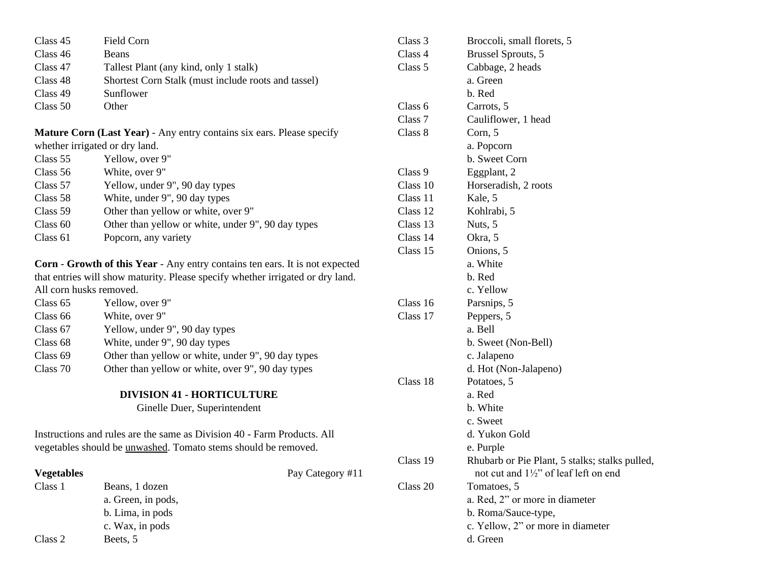Class 45 Field Corn
Class 46 Beans
Class 47 Tallest Plant (any kind, only 1 stalk)
Class 48 Shortest Corn Stalk (must include roots and tassel)
Class 49 Sunflower
Class 50 Other

**Mature Corn (Last Year)** - Any entry contains six ears. Please specify whether irrigated or dry land.

Class 55 Yellow, over 9"
Class 56 White, over 9"
Class 57 Yellow, under 9", 90 day types
Class 58 White, under 9", 90 day types
Class 59 Other than yellow or white, over 9"
Class 60 Other than yellow or white, under 9", 90 day types
Class 61 Popcorn, any variety

**Corn** - **Growth of this Year** - Any entry contains ten ears. It is not expected that entries will show maturity. Please specify whether irrigated or dry land. All corn husks removed.

Class 65 Yellow, over 9"
Class 66 White, over 9"
Class 67 Yellow, under 9", 90 day types
Class 68 White, under 9", 90 day types
Class 69 Other than yellow or white, under 9", 90 day types
Class 70 Other than yellow or white, over 9", 90 day types

## DIVISION 41 - HORTICULTURE

Ginelle Duer, Superintendent

Instructions and rules are the same as Division 40 - Farm Products. All vegetables should be unwashed. Tomato stems should be removed.

**Vegetables** Pay Category #11

Class 1 Beans, 1 dozen
a. Green, in pods,
b. Lima, in pods
c. Wax, in pods
Class 2 Beets, 5
Class 3 Broccoli, small florets, 5
Class 4 Brussel Sprouts, 5
Class 5 Cabbage, 2 heads
a. Green
b. Red
Class 6 Carrots, 5
Class 7 Cauliflower, 1 head
Class 8 Corn, 5
a. Popcorn
b. Sweet Corn
Class 9 Eggplant, 2
Class 10 Horseradish, 2 roots
Class 11 Kale, 5
Class 12 Kohlrabi, 5
Class 13 Nuts, 5
Class 14 Okra, 5
Class 15 Onions, 5
a. White
b. Red
c. Yellow
Class 16 Parsnips, 5
Class 17 Peppers, 5
a. Bell
b. Sweet (Non-Bell)
c. Jalapeno
d. Hot (Non-Jalapeno)
Class 18 Potatoes, 5
a. Red
b. White
c. Sweet
d. Yukon Gold
e. Purple
Class 19 Rhubarb or Pie Plant, 5 stalks; stalks pulled, not cut and 1½" of leaf left on end
Class 20 Tomatoes, 5
a. Red, 2" or more in diameter
b. Roma/Sauce-type,
c. Yellow, 2" or more in diameter
d. Green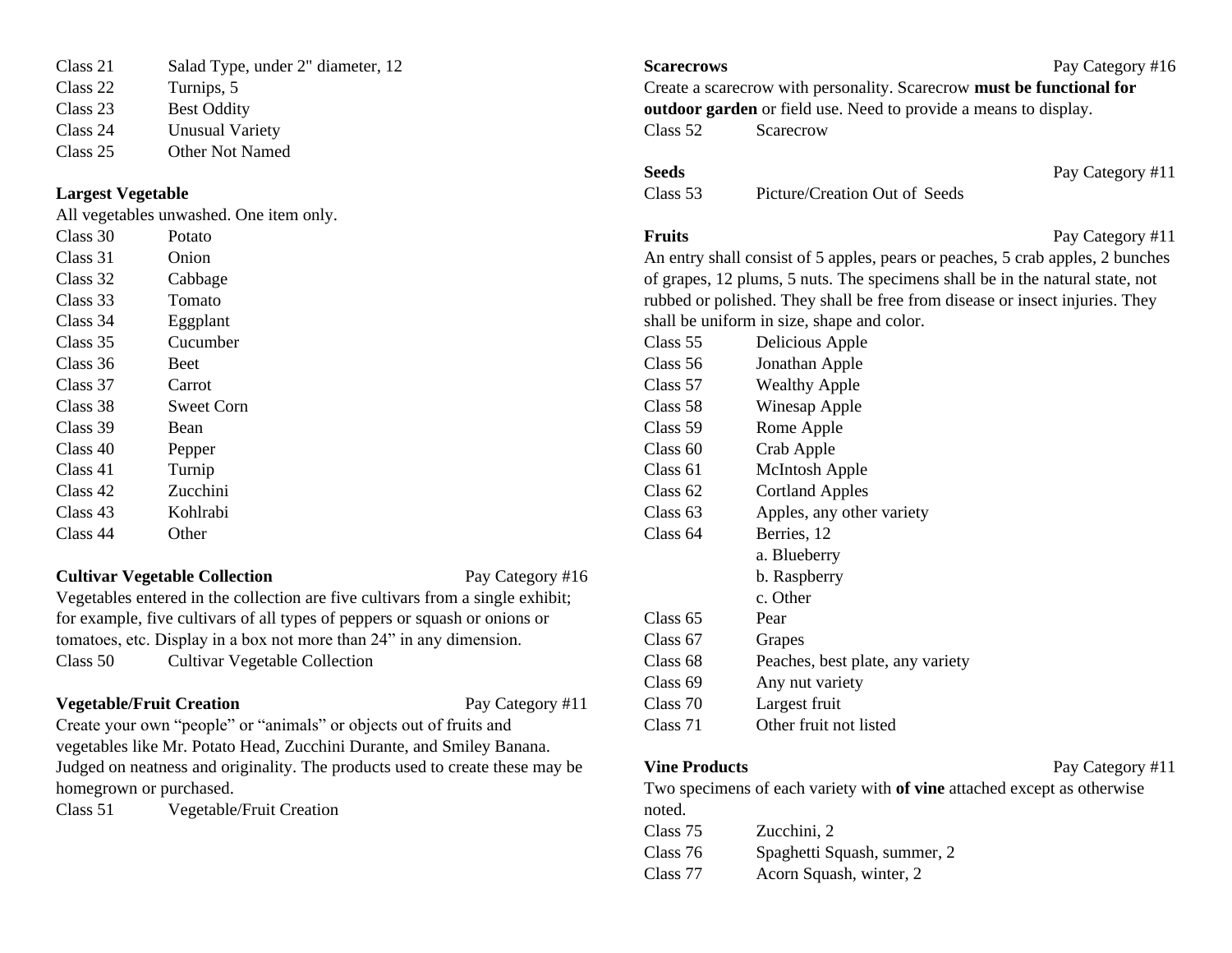Class 21 Salad Type, under 2" diameter, 12
Class 22 Turnips, 5
Class 23 Best Oddity
Class 24 Unusual Variety
Class 25 Other Not Named

**Largest Vegetable**

All vegetables unwashed. One item only.

Class 30 Potato
Class 31 Onion
Class 32 Cabbage
Class 33 Tomato
Class 34 Eggplant
Class 35 Cucumber
Class 36 Beet
Class 37 Carrot
Class 38 Sweet Corn
Class 39 Bean
Class 40 Pepper
Class 41 Turnip
Class 42 Zucchini
Class 43 Kohlrabi
Class 44 Other

**Cultivar Vegetable Collection** Pay Category #16

Vegetables entered in the collection are five cultivars from a single exhibit; for example, five cultivars of all types of peppers or squash or onions or tomatoes, etc. Display in a box not more than 24" in any dimension.

Class 50 Cultivar Vegetable Collection

**Vegetable/Fruit Creation** Pay Category #11

Create your own "people" or "animals" or objects out of fruits and vegetables like Mr. Potato Head, Zucchini Durante, and Smiley Banana. Judged on neatness and originality. The products used to create these may be homegrown or purchased.

Class 51 Vegetable/Fruit Creation

**Scarecrows** Pay Category #16

Create a scarecrow with personality. Scarecrow **must be functional for outdoor garden** or field use. Need to provide a means to display.

Class 52 Scarecrow

**Seeds** Pay Category #11

Class 53 Picture/Creation Out of Seeds

**Fruits** Pay Category #11

An entry shall consist of 5 apples, pears or peaches, 5 crab apples, 2 bunches of grapes, 12 plums, 5 nuts. The specimens shall be in the natural state, not rubbed or polished. They shall be free from disease or insect injuries. They shall be uniform in size, shape and color.

Class 55 Delicious Apple
Class 56 Jonathan Apple
Class 57 Wealthy Apple
Class 58 Winesap Apple
Class 59 Rome Apple
Class 60 Crab Apple
Class 61 McIntosh Apple
Class 62 Cortland Apples
Class 63 Apples, any other variety
Class 64 Berries, 12
- a. Blueberry
- b. Raspberry
- c. Other

Class 65 Pear
Class 67 Grapes
Class 68 Peaches, best plate, any variety
Class 69 Any nut variety
Class 70 Largest fruit
Class 71 Other fruit not listed

**Vine Products** Pay Category #11

Two specimens of each variety with **of vine** attached except as otherwise noted.

Class 75 Zucchini, 2
Class 76 Spaghetti Squash, summer, 2
Class 77 Acorn Squash, winter, 2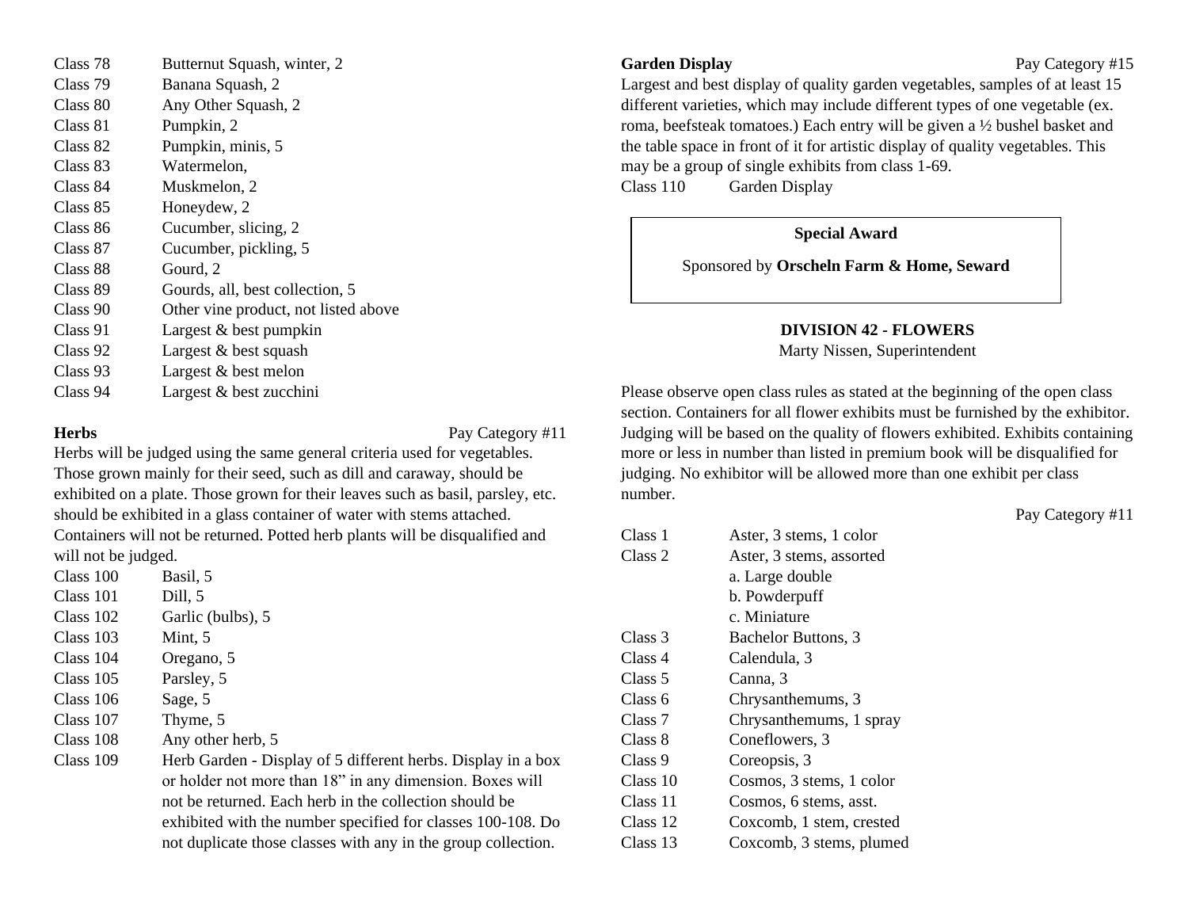Class 78 Butternut Squash, winter, 2
Class 79 Banana Squash, 2
Class 80 Any Other Squash, 2
Class 81 Pumpkin, 2
Class 82 Pumpkin, minis, 5
Class 83 Watermelon,
Class 84 Muskmelon, 2
Class 85 Honeydew, 2
Class 86 Cucumber, slicing, 2
Class 87 Cucumber, pickling, 5
Class 88 Gourd, 2
Class 89 Gourds, all, best collection, 5
Class 90 Other vine product, not listed above
Class 91 Largest & best pumpkin
Class 92 Largest & best squash
Class 93 Largest & best melon
Class 94 Largest & best zucchini

**Herbs** Pay Category #11

Herbs will be judged using the same general criteria used for vegetables. Those grown mainly for their seed, such as dill and caraway, should be exhibited on a plate. Those grown for their leaves such as basil, parsley, etc. should be exhibited in a glass container of water with stems attached. Containers will not be returned. Potted herb plants will be disqualified and will not be judged.

Class 100 Basil, 5
Class 101 Dill, 5
Class 102 Garlic (bulbs), 5
Class 103 Mint, 5
Class 104 Oregano, 5
Class 105 Parsley, 5
Class 106 Sage, 5
Class 107 Thyme, 5
Class 108 Any other herb, 5
Class 109 Herb Garden - Display of 5 different herbs. Display in a box or holder not more than 18" in any dimension. Boxes will not be returned. Each herb in the collection should be exhibited with the number specified for classes 100-108. Do not duplicate those classes with any in the group collection.

**Garden Display** Pay Category #15

Largest and best display of quality garden vegetables, samples of at least 15 different varieties, which may include different types of one vegetable (ex. roma, beefsteak tomatoes.) Each entry will be given a ½ bushel basket and the table space in front of it for artistic display of quality vegetables. This may be a group of single exhibits from class 1-69.

Class 110 Garden Display

**Special Award**

Sponsored by **Orscheln Farm & Home, Seward**

## DIVISION 42 - FLOWERS

Marty Nissen, Superintendent

Please observe open class rules as stated at the beginning of the open class section. Containers for all flower exhibits must be furnished by the exhibitor. Judging will be based on the quality of flowers exhibited. Exhibits containing more or less in number than listed in premium book will be disqualified for judging. No exhibitor will be allowed more than one exhibit per class number.

Pay Category #11

Class 1 Aster, 3 stems, 1 color
Class 2 Aster, 3 stems, assorted
- a. Large double
- b. Powderpuff
- c. Miniature

Class 3 Bachelor Buttons, 3
Class 4 Calendula, 3
Class 5 Canna, 3
Class 6 Chrysanthemums, 3
Class 7 Chrysanthemums, 1 spray
Class 8 Coneflowers, 3
Class 9 Coreopsis, 3
Class 10 Cosmos, 3 stems, 1 color
Class 11 Cosmos, 6 stems, asst.
Class 12 Coxcomb, 1 stem, crested
Class 13 Coxcomb, 3 stems, plumed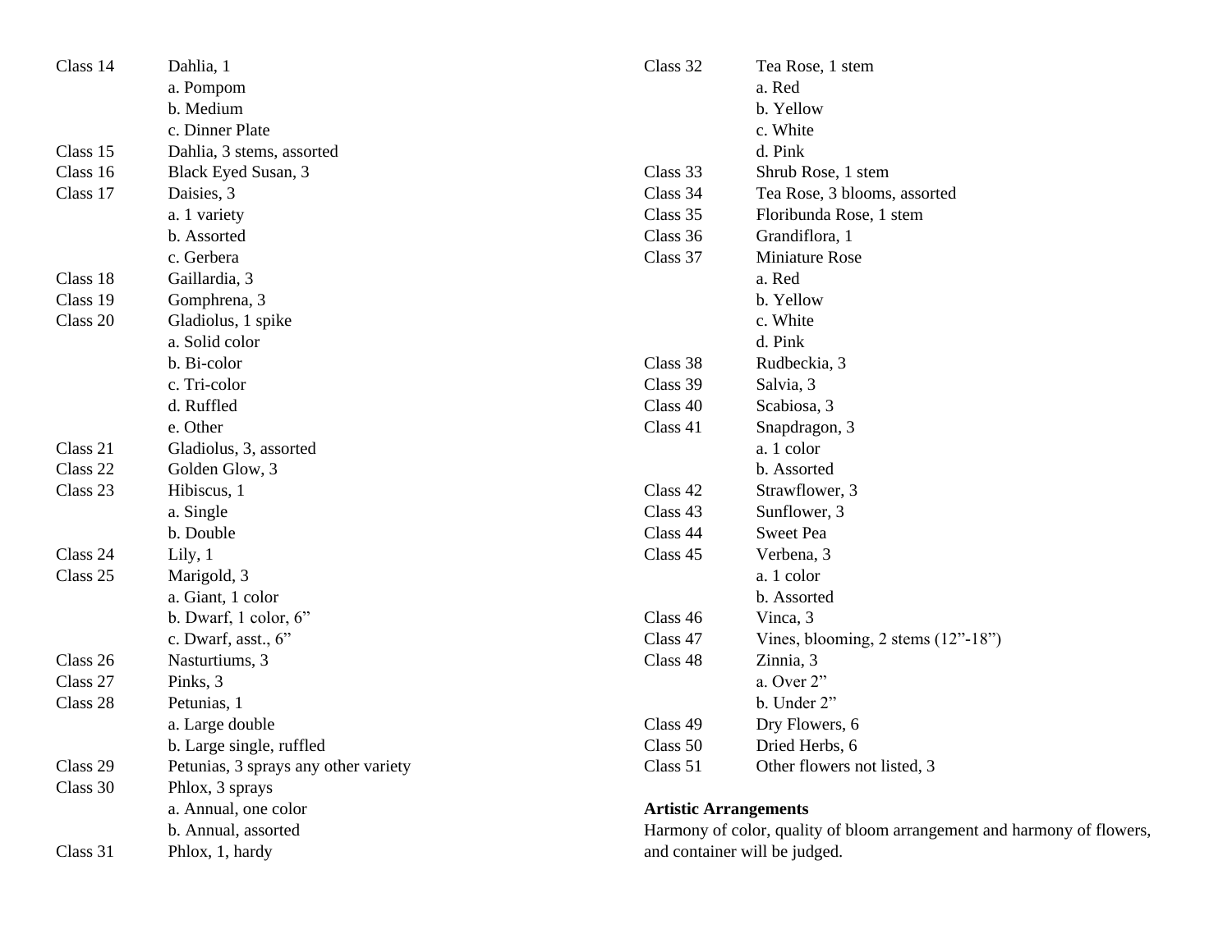Class 14 Dahlia, 1
- a. Pompom
- b. Medium
- c. Dinner Plate

Class 15 Dahlia, 3 stems, assorted

Class 16 Black Eyed Susan, 3

Class 17 Daisies, 3
- a. 1 variety
- b. Assorted
- c. Gerbera

Class 18 Gaillardia, 3

Class 19 Gomphrena, 3

Class 20 Gladiolus, 1 spike
- a. Solid color
- b. Bi-color
- c. Tri-color
- d. Ruffled
- e. Other

Class 21 Gladiolus, 3, assorted

Class 22 Golden Glow, 3

Class 23 Hibiscus, 1
- a. Single
- b. Double

Class 24 Lily, 1

Class 25 Marigold, 3
- a. Giant, 1 color
- b. Dwarf, 1 color, 6"
- c. Dwarf, asst., 6"

Class 26 Nasturtiums, 3

Class 27 Pinks, 3

Class 28 Petunias, 1
- a. Large double
- b. Large single, ruffled

Class 29 Petunias, 3 sprays any other variety

Class 30 Phlox, 3 sprays
- a. Annual, one color
- b. Annual, assorted

Class 31 Phlox, 1, hardy

Class 32 Tea Rose, 1 stem
- a. Red
- b. Yellow
- c. White
- d. Pink

Class 33 Shrub Rose, 1 stem

Class 34 Tea Rose, 3 blooms, assorted

Class 35 Floribunda Rose, 1 stem

Class 36 Grandiflora, 1

Class 37 Miniature Rose
- a. Red
- b. Yellow
- c. White
- d. Pink

Class 38 Rudbeckia, 3

Class 39 Salvia, 3

Class 40 Scabiosa, 3

Class 41 Snapdragon, 3
- a. 1 color
- b. Assorted

Class 42 Strawflower, 3

Class 43 Sunflower, 3

Class 44 Sweet Pea

Class 45 Verbena, 3
- a. 1 color
- b. Assorted

Class 46 Vinca, 3

Class 47 Vines, blooming, 2 stems (12"-18")

Class 48 Zinnia, 3
- a. Over 2"
- b. Under 2"

Class 49 Dry Flowers, 6

Class 50 Dried Herbs, 6

Class 51 Other flowers not listed, 3

**Artistic Arrangements**

Harmony of color, quality of bloom arrangement and harmony of flowers, and container will be judged.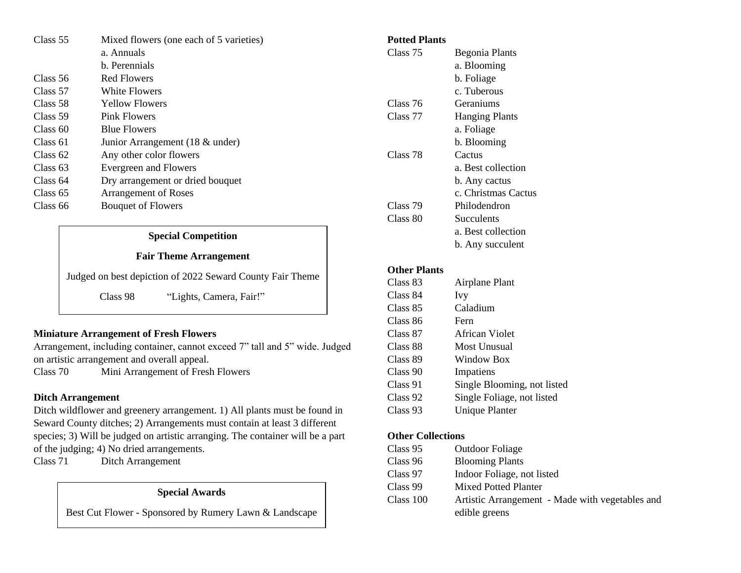Class 55 Mixed flowers (one each of 5 varieties)
- a. Annuals
- b. Perennials

Class 56 Red Flowers
Class 57 White Flowers
Class 58 Yellow Flowers
Class 59 Pink Flowers
Class 60 Blue Flowers
Class 61 Junior Arrangement (18 & under)
Class 62 Any other color flowers
Class 63 Evergreen and Flowers
Class 64 Dry arrangement or dried bouquet
Class 65 Arrangement of Roses
Class 66 Bouquet of Flowers

**Special Competition**

**Fair Theme Arrangement**

Judged on best depiction of 2022 Seward County Fair Theme

Class 98 "Lights, Camera, Fair!"

**Miniature Arrangement of Fresh Flowers**

Arrangement, including container, cannot exceed 7" tall and 5" wide. Judged on artistic arrangement and overall appeal.

Class 70 Mini Arrangement of Fresh Flowers

**Ditch Arrangement**

Ditch wildflower and greenery arrangement. 1) All plants must be found in Seward County ditches; 2) Arrangements must contain at least 3 different species; 3) Will be judged on artistic arranging. The container will be a part of the judging; 4) No dried arrangements.

Class 71 Ditch Arrangement

**Special Awards**

Best Cut Flower - Sponsored by Rumery Lawn & Landscape

**Potted Plants**

Class 75 Begonia Plants
- a. Blooming
- b. Foliage
- c. Tuberous

Class 76 Geraniums
Class 77 Hanging Plants
- a. Foliage
- b. Blooming

Class 78 Cactus
- a. Best collection
- b. Any cactus
- c. Christmas Cactus

Class 79 Philodendron
Class 80 Succulents
- a. Best collection
- b. Any succulent

**Other Plants**

Class 83 Airplane Plant
Class 84 Ivy
Class 85 Caladium
Class 86 Fern
Class 87 African Violet
Class 88 Most Unusual
Class 89 Window Box
Class 90 Impatiens
Class 91 Single Blooming, not listed
Class 92 Single Foliage, not listed
Class 93 Unique Planter

**Other Collections**

Class 95 Outdoor Foliage
Class 96 Blooming Plants
Class 97 Indoor Foliage, not listed
Class 99 Mixed Potted Planter
Class 100 Artistic Arrangement - Made with vegetables and edible greens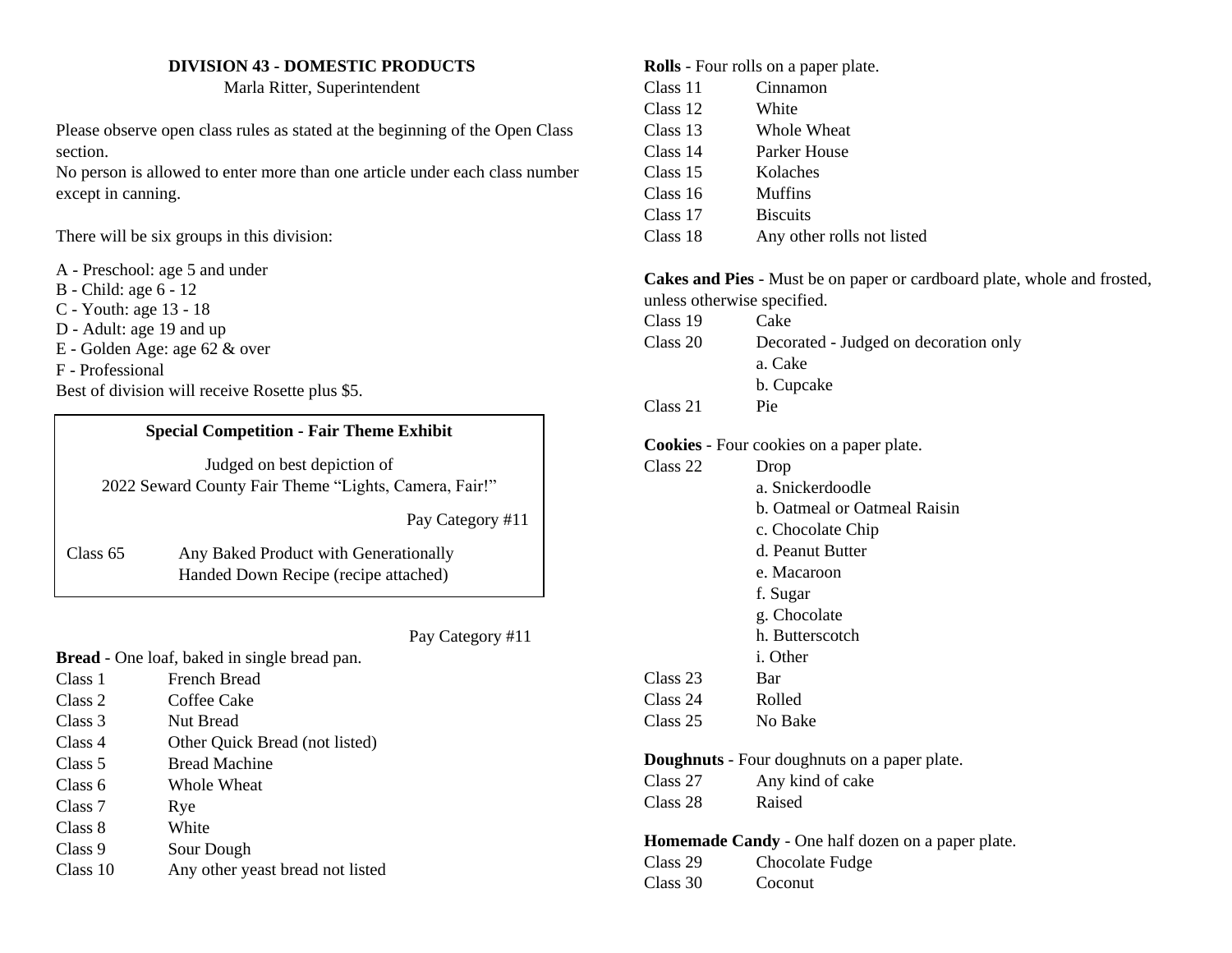## DIVISION 43 - DOMESTIC PRODUCTS

Marla Ritter, Superintendent

Please observe open class rules as stated at the beginning of the Open Class section.

No person is allowed to enter more than one article under each class number except in canning.

There will be six groups in this division:

A - Preschool: age 5 and under
B - Child: age 6 - 12
C - Youth: age 13 - 18
D - Adult: age 19 and up
E - Golden Age: age 62 & over
F - Professional

Best of division will receive Rosette plus $5.

**Special Competition - Fair Theme Exhibit**

Judged on best depiction of
2022 Seward County Fair Theme "Lights, Camera, Fair!"

Pay Category #11

Class 65 Any Baked Product with Generationally Handed Down Recipe (recipe attached)

Pay Category #11

**Bread** - One loaf, baked in single bread pan.

| | |
|---|---|
| Class 1 | French Bread |
| Class 2 | Coffee Cake |
| Class 3 | Nut Bread |
| Class 4 | Other Quick Bread (not listed) |
| Class 5 | Bread Machine |
| Class 6 | Whole Wheat |
| Class 7 | Rye |
| Class 8 | White |
| Class 9 | Sour Dough |
| Class 10 | Any other yeast bread not listed |

**Rolls** - Four rolls on a paper plate.

| | |
|---|---|
| Class 11 | Cinnamon |
| Class 12 | White |
| Class 13 | Whole Wheat |
| Class 14 | Parker House |
| Class 15 | Kolaches |
| Class 16 | Muffins |
| Class 17 | Biscuits |
| Class 18 | Any other rolls not listed |

**Cakes and Pies** - Must be on paper or cardboard plate, whole and frosted, unless otherwise specified.

| | |
|---|---|
| Class 19 | Cake |
| Class 20 | Decorated - Judged on decoration only |
| | a. Cake |
| | b. Cupcake |
| Class 21 | Pie |

**Cookies** - Four cookies on a paper plate.

| | |
|---|---|
| Class 22 | Drop |
| | a. Snickerdoodle |
| | b. Oatmeal or Oatmeal Raisin |
| | c. Chocolate Chip |
| | d. Peanut Butter |
| | e. Macaroon |
| | f. Sugar |
| | g. Chocolate |
| | h. Butterscotch |
| | i. Other |
| Class 23 | Bar |
| Class 24 | Rolled |
| Class 25 | No Bake |

**Doughnuts** - Four doughnuts on a paper plate.

| | |
|---|---|
| Class 27 | Any kind of cake |
| Class 28 | Raised |

**Homemade Candy** - One half dozen on a paper plate.

| | |
|---|---|
| Class 29 | Chocolate Fudge |
| Class 30 | Coconut |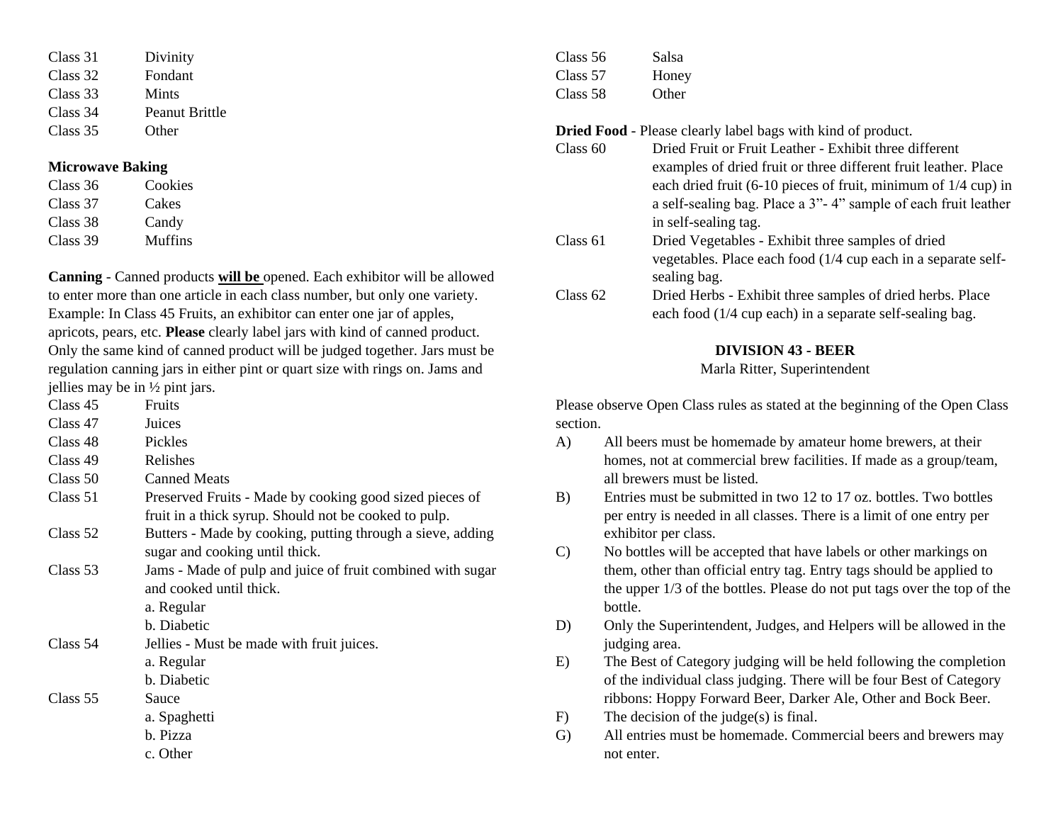Class 31 Divinity
Class 32 Fondant
Class 33 Mints
Class 34 Peanut Brittle
Class 35 Other

**Microwave Baking**

Class 36 Cookies
Class 37 Cakes
Class 38 Candy
Class 39 Muffins

**Canning** - Canned products **will be** opened. Each exhibitor will be allowed to enter more than one article in each class number, but only one variety. Example: In Class 45 Fruits, an exhibitor can enter one jar of apples, apricots, pears, etc. **Please** clearly label jars with kind of canned product. Only the same kind of canned product will be judged together. Jars must be regulation canning jars in either pint or quart size with rings on. Jams and jellies may be in ½ pint jars.

Class 45 Fruits
Class 47 Juices
Class 48 Pickles
Class 49 Relishes
Class 50 Canned Meats
Class 51 Preserved Fruits - Made by cooking good sized pieces of fruit in a thick syrup. Should not be cooked to pulp.
Class 52 Butters - Made by cooking, putting through a sieve, adding sugar and cooking until thick.
Class 53 Jams - Made of pulp and juice of fruit combined with sugar and cooked until thick.
- a. Regular
- b. Diabetic

Class 54 Jellies - Must be made with fruit juices.
- a. Regular
- b. Diabetic

Class 55 Sauce
- a. Spaghetti
- b. Pizza
- c. Other

Class 56 Salsa
Class 57 Honey
Class 58 Other

**Dried Food** - Please clearly label bags with kind of product.

Class 60 Dried Fruit or Fruit Leather - Exhibit three different examples of dried fruit or three different fruit leather. Place each dried fruit (6-10 pieces of fruit, minimum of 1/4 cup) in a self-sealing bag. Place a 3”- 4” sample of each fruit leather in self-sealing tag.
Class 61 Dried Vegetables - Exhibit three samples of dried vegetables. Place each food (1/4 cup each in a separate self-sealing bag.
Class 62 Dried Herbs - Exhibit three samples of dried herbs. Place each food (1/4 cup each) in a separate self-sealing bag.

## DIVISION 43 - BEER

Marla Ritter, Superintendent

Please observe Open Class rules as stated at the beginning of the Open Class section.

A) All beers must be homemade by amateur home brewers, at their homes, not at commercial brew facilities. If made as a group/team, all brewers must be listed.

B) Entries must be submitted in two 12 to 17 oz. bottles. Two bottles per entry is needed in all classes. There is a limit of one entry per exhibitor per class.

C) No bottles will be accepted that have labels or other markings on them, other than official entry tag. Entry tags should be applied to the upper 1/3 of the bottles. Please do not put tags over the top of the bottle.

D) Only the Superintendent, Judges, and Helpers will be allowed in the judging area.

E) The Best of Category judging will be held following the completion of the individual class judging. There will be four Best of Category ribbons: Hoppy Forward Beer, Darker Ale, Other and Bock Beer.

F) The decision of the judge(s) is final.

G) All entries must be homemade. Commercial beers and brewers may not enter.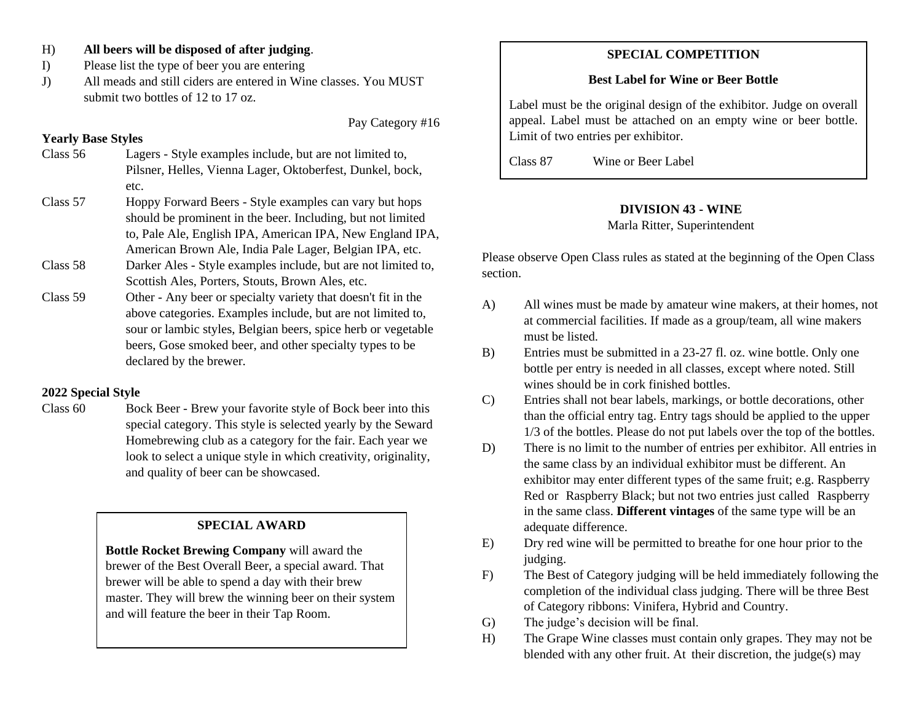H) **All beers will be disposed of after judging**.

I) Please list the type of beer you are entering

J) All meads and still ciders are entered in Wine classes. You MUST submit two bottles of 12 to 17 oz.

Pay Category #16

**Yearly Base Styles**

Class 56 Lagers - Style examples include, but are not limited to, Pilsner, Helles, Vienna Lager, Oktoberfest, Dunkel, bock, etc.

Class 57 Hoppy Forward Beers - Style examples can vary but hops should be prominent in the beer. Including, but not limited to, Pale Ale, English IPA, American IPA, New England IPA, American Brown Ale, India Pale Lager, Belgian IPA, etc.

Class 58 Darker Ales - Style examples include, but are not limited to, Scottish Ales, Porters, Stouts, Brown Ales, etc.

Class 59 Other - Any beer or specialty variety that doesn't fit in the above categories. Examples include, but are not limited to, sour or lambic styles, Belgian beers, spice herb or vegetable beers, Gose smoked beer, and other specialty types to be declared by the brewer.

**2022 Special Style**

Class 60 Bock Beer - Brew your favorite style of Bock beer into this special category. This style is selected yearly by the Seward Homebrewing club as a category for the fair. Each year we look to select a unique style in which creativity, originality, and quality of beer can be showcased.

**SPECIAL AWARD**

**Bottle Rocket Brewing Company** will award the brewer of the Best Overall Beer, a special award. That brewer will be able to spend a day with their brew master. They will brew the winning beer on their system and will feature the beer in their Tap Room.

**SPECIAL COMPETITION**

**Best Label for Wine or Beer Bottle**

Label must be the original design of the exhibitor. Judge on overall appeal. Label must be attached on an empty wine or beer bottle. Limit of two entries per exhibitor.

Class 87 Wine or Beer Label

## DIVISION 43 - WINE

Marla Ritter, Superintendent

Please observe Open Class rules as stated at the beginning of the Open Class section.

A) All wines must be made by amateur wine makers, at their homes, not at commercial facilities. If made as a group/team, all wine makers must be listed.

B) Entries must be submitted in a 23-27 fl. oz. wine bottle. Only one bottle per entry is needed in all classes, except where noted. Still wines should be in cork finished bottles.

C) Entries shall not bear labels, markings, or bottle decorations, other than the official entry tag. Entry tags should be applied to the upper 1/3 of the bottles. Please do not put labels over the top of the bottles.

D) There is no limit to the number of entries per exhibitor. All entries in the same class by an individual exhibitor must be different. An exhibitor may enter different types of the same fruit; e.g. Raspberry Red or Raspberry Black; but not two entries just called Raspberry in the same class. **Different vintages** of the same type will be an adequate difference.

E) Dry red wine will be permitted to breathe for one hour prior to the judging.

F) The Best of Category judging will be held immediately following the completion of the individual class judging. There will be three Best of Category ribbons: Vinifera, Hybrid and Country.

G) The judge's decision will be final.

H) The Grape Wine classes must contain only grapes. They may not be blended with any other fruit. At their discretion, the judge(s) may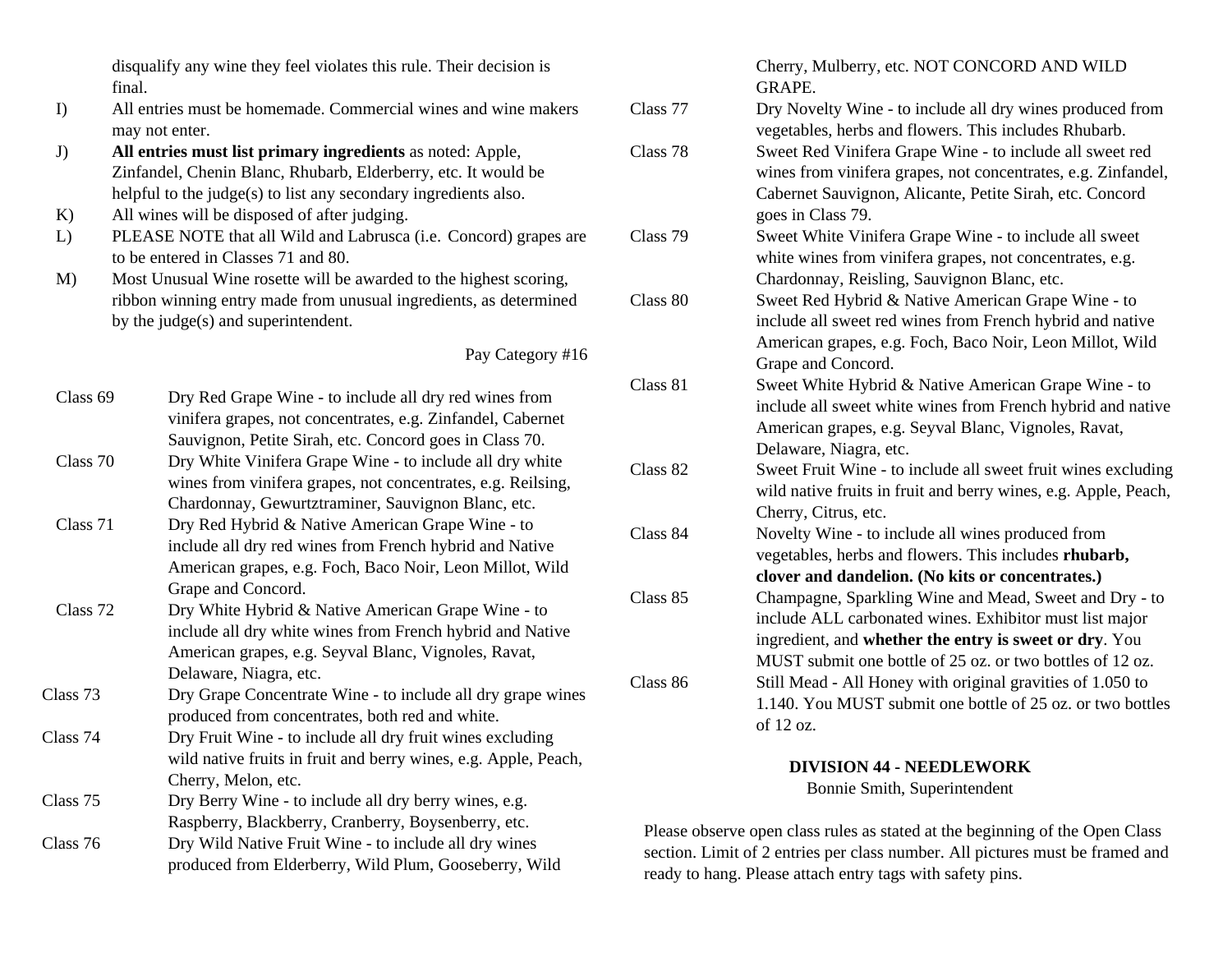disqualify any wine they feel violates this rule. Their decision is final.

I) All entries must be homemade. Commercial wines and wine makers may not enter.

J) **All entries must list primary ingredients** as noted: Apple, Zinfandel, Chenin Blanc, Rhubarb, Elderberry, etc. It would be helpful to the judge(s) to list any secondary ingredients also.

K) All wines will be disposed of after judging.

L) PLEASE NOTE that all Wild and Labrusca (i.e. Concord) grapes are to be entered in Classes 71 and 80.

M) Most Unusual Wine rosette will be awarded to the highest scoring, ribbon winning entry made from unusual ingredients, as determined by the judge(s) and superintendent.

Pay Category #16

Class 69 Dry Red Grape Wine - to include all dry red wines from vinifera grapes, not concentrates, e.g. Zinfandel, Cabernet Sauvignon, Petite Sirah, etc. Concord goes in Class 70.

Class 70 Dry White Vinifera Grape Wine - to include all dry white wines from vinifera grapes, not concentrates, e.g. Reilsing, Chardonnay, Gewurtztraminer, Sauvignon Blanc, etc.

Class 71 Dry Red Hybrid & Native American Grape Wine - to include all dry red wines from French hybrid and Native American grapes, e.g. Foch, Baco Noir, Leon Millot, Wild Grape and Concord.

Class 72 Dry White Hybrid & Native American Grape Wine - to include all dry white wines from French hybrid and Native American grapes, e.g. Seyval Blanc, Vignoles, Ravat, Delaware, Niagra, etc.

Class 73 Dry Grape Concentrate Wine - to include all dry grape wines produced from concentrates, both red and white.

Class 74 Dry Fruit Wine - to include all dry fruit wines excluding wild native fruits in fruit and berry wines, e.g. Apple, Peach, Cherry, Melon, etc.

Class 75 Dry Berry Wine - to include all dry berry wines, e.g. Raspberry, Blackberry, Cranberry, Boysenberry, etc.

Class 76 Dry Wild Native Fruit Wine - to include all dry wines produced from Elderberry, Wild Plum, Gooseberry, Wild Cherry, Mulberry, etc. NOT CONCORD AND WILD GRAPE.

Class 77 Dry Novelty Wine - to include all dry wines produced from vegetables, herbs and flowers. This includes Rhubarb.

Class 78 Sweet Red Vinifera Grape Wine - to include all sweet red wines from vinifera grapes, not concentrates, e.g. Zinfandel, Cabernet Sauvignon, Alicante, Petite Sirah, etc. Concord goes in Class 79.

Class 79 Sweet White Vinifera Grape Wine - to include all sweet white wines from vinifera grapes, not concentrates, e.g. Chardonnay, Reisling, Sauvignon Blanc, etc.

Class 80 Sweet Red Hybrid & Native American Grape Wine - to include all sweet red wines from French hybrid and native American grapes, e.g. Foch, Baco Noir, Leon Millot, Wild Grape and Concord.

Class 81 Sweet White Hybrid & Native American Grape Wine - to include all sweet white wines from French hybrid and native American grapes, e.g. Seyval Blanc, Vignoles, Ravat, Delaware, Niagra, etc.

Class 82 Sweet Fruit Wine - to include all sweet fruit wines excluding wild native fruits in fruit and berry wines, e.g. Apple, Peach, Cherry, Citrus, etc.

Class 84 Novelty Wine - to include all wines produced from vegetables, herbs and flowers. This includes **rhubarb, clover and dandelion. (No kits or concentrates.)**

Class 85 Champagne, Sparkling Wine and Mead, Sweet and Dry - to include ALL carbonated wines. Exhibitor must list major ingredient, and **whether the entry is sweet or dry**. You MUST submit one bottle of 25 oz. or two bottles of 12 oz.

Class 86 Still Mead - All Honey with original gravities of 1.050 to 1.140. You MUST submit one bottle of 25 oz. or two bottles of 12 oz.

## DIVISION 44 - NEEDLEWORK

Bonnie Smith, Superintendent

Please observe open class rules as stated at the beginning of the Open Class section. Limit of 2 entries per class number. All pictures must be framed and ready to hang. Please attach entry tags with safety pins.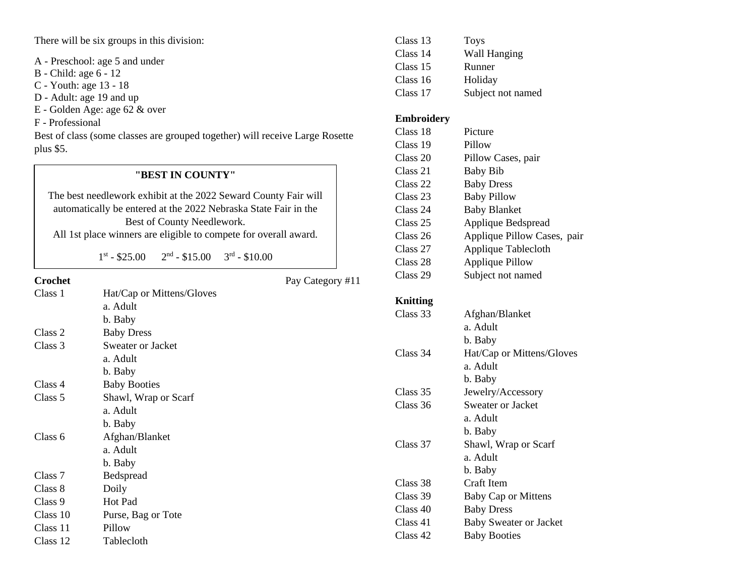There will be six groups in this division:

A - Preschool: age 5 and under
B - Child: age 6 - 12
C - Youth: age 13 - 18
D - Adult: age 19 and up
E - Golden Age: age 62 & over
F - Professional

Best of class (some classes are grouped together) will receive Large Rosette plus $5.

**"BEST IN COUNTY"**

The best needlework exhibit at the 2022 Seward County Fair will automatically be entered at the 2022 Nebraska State Fair in the Best of County Needlework.
All 1st place winners are eligible to compete for overall award.

1st - $25.00     2nd - $15.00     3rd - $10.00

**Crochet** Pay Category #11

| | |
|---|---|
| Class 1 | Hat/Cap or Mittens/Gloves |
| | a. Adult |
| | b. Baby |
| Class 2 | Baby Dress |
| Class 3 | Sweater or Jacket |
| | a. Adult |
| | b. Baby |
| Class 4 | Baby Booties |
| Class 5 | Shawl, Wrap or Scarf |
| | a. Adult |
| | b. Baby |
| Class 6 | Afghan/Blanket |
| | a. Adult |
| | b. Baby |
| Class 7 | Bedspread |
| Class 8 | Doily |
| Class 9 | Hot Pad |
| Class 10 | Purse, Bag or Tote |
| Class 11 | Pillow |
| Class 12 | Tablecloth |
| Class 13 | Toys |
| Class 14 | Wall Hanging |
| Class 15 | Runner |
| Class 16 | Holiday |
| Class 17 | Subject not named |

**Embroidery**

| | |
|---|---|
| Class 18 | Picture |
| Class 19 | Pillow |
| Class 20 | Pillow Cases, pair |
| Class 21 | Baby Bib |
| Class 22 | Baby Dress |
| Class 23 | Baby Pillow |
| Class 24 | Baby Blanket |
| Class 25 | Applique Bedspread |
| Class 26 | Applique Pillow Cases, pair |
| Class 27 | Applique Tablecloth |
| Class 28 | Applique Pillow |
| Class 29 | Subject not named |

**Knitting**

| | |
|---|---|
| Class 33 | Afghan/Blanket |
| | a. Adult |
| | b. Baby |
| Class 34 | Hat/Cap or Mittens/Gloves |
| | a. Adult |
| | b. Baby |
| Class 35 | Jewelry/Accessory |
| Class 36 | Sweater or Jacket |
| | a. Adult |
| | b. Baby |
| Class 37 | Shawl, Wrap or Scarf |
| | a. Adult |
| | b. Baby |
| Class 38 | Craft Item |
| Class 39 | Baby Cap or Mittens |
| Class 40 | Baby Dress |
| Class 41 | Baby Sweater or Jacket |
| Class 42 | Baby Booties |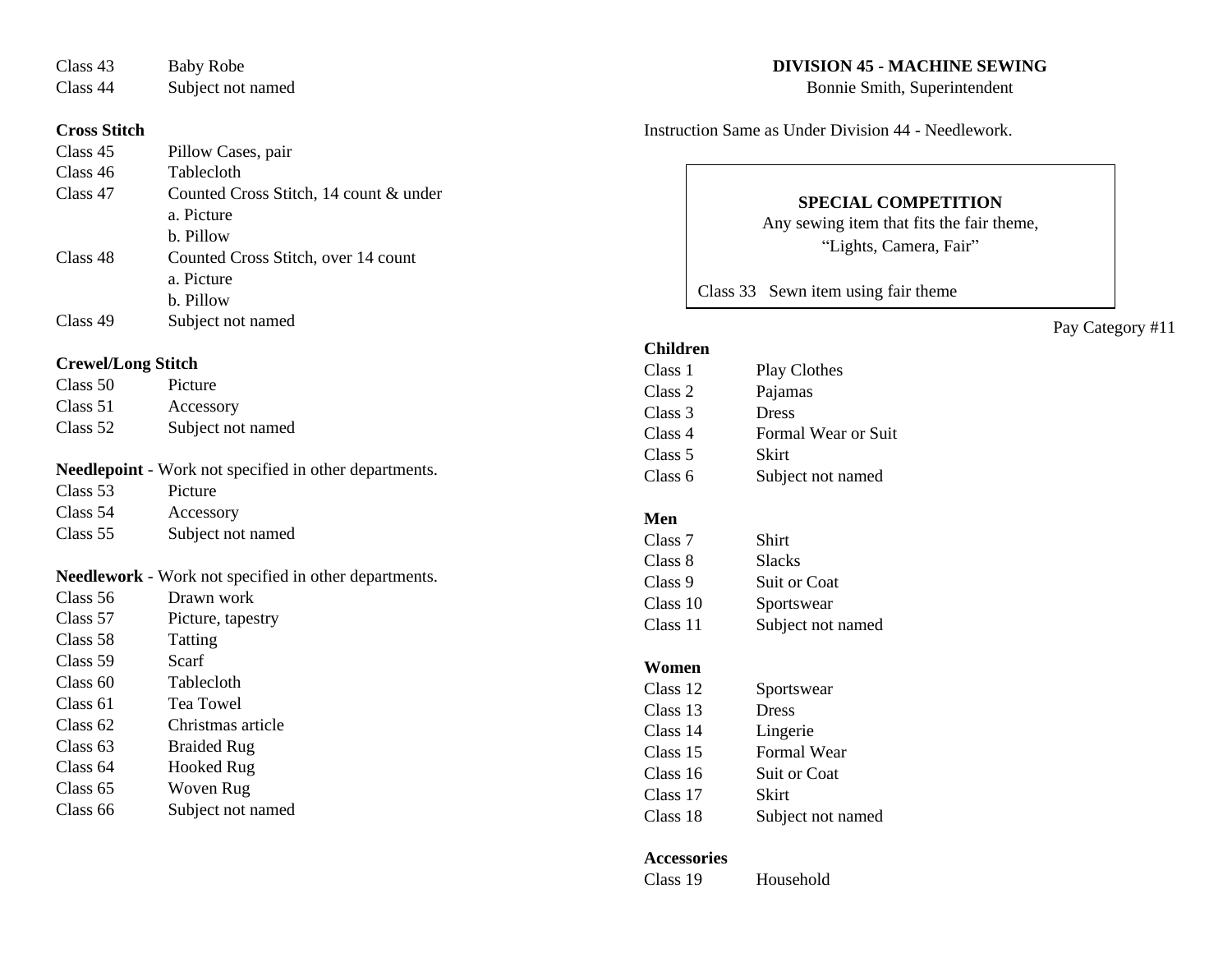Class 43 Baby Robe
Class 44 Subject not named

**Cross Stitch**

Class 45 Pillow Cases, pair
Class 46 Tablecloth
Class 47 Counted Cross Stitch, 14 count & under
a. Picture
b. Pillow
Class 48 Counted Cross Stitch, over 14 count
a. Picture
b. Pillow
Class 49 Subject not named

**Crewel/Long Stitch**

Class 50 Picture
Class 51 Accessory
Class 52 Subject not named

**Needlepoint** - Work not specified in other departments.

Class 53 Picture
Class 54 Accessory
Class 55 Subject not named

**Needlework** - Work not specified in other departments.

Class 56 Drawn work
Class 57 Picture, tapestry
Class 58 Tatting
Class 59 Scarf
Class 60 Tablecloth
Class 61 Tea Towel
Class 62 Christmas article
Class 63 Braided Rug
Class 64 Hooked Rug
Class 65 Woven Rug
Class 66 Subject not named

## DIVISION 45 - MACHINE SEWING

Bonnie Smith, Superintendent

Instruction Same as Under Division 44 - Needlework.

**SPECIAL COMPETITION**

Any sewing item that fits the fair theme,
"Lights, Camera, Fair"

Class 33 Sewn item using fair theme

Pay Category #11

**Children**

Class 1 Play Clothes
Class 2 Pajamas
Class 3 Dress
Class 4 Formal Wear or Suit
Class 5 Skirt
Class 6 Subject not named

**Men**

Class 7 Shirt
Class 8 Slacks
Class 9 Suit or Coat
Class 10 Sportswear
Class 11 Subject not named

**Women**

Class 12 Sportswear
Class 13 Dress
Class 14 Lingerie
Class 15 Formal Wear
Class 16 Suit or Coat
Class 17 Skirt
Class 18 Subject not named

**Accessories**

Class 19 Household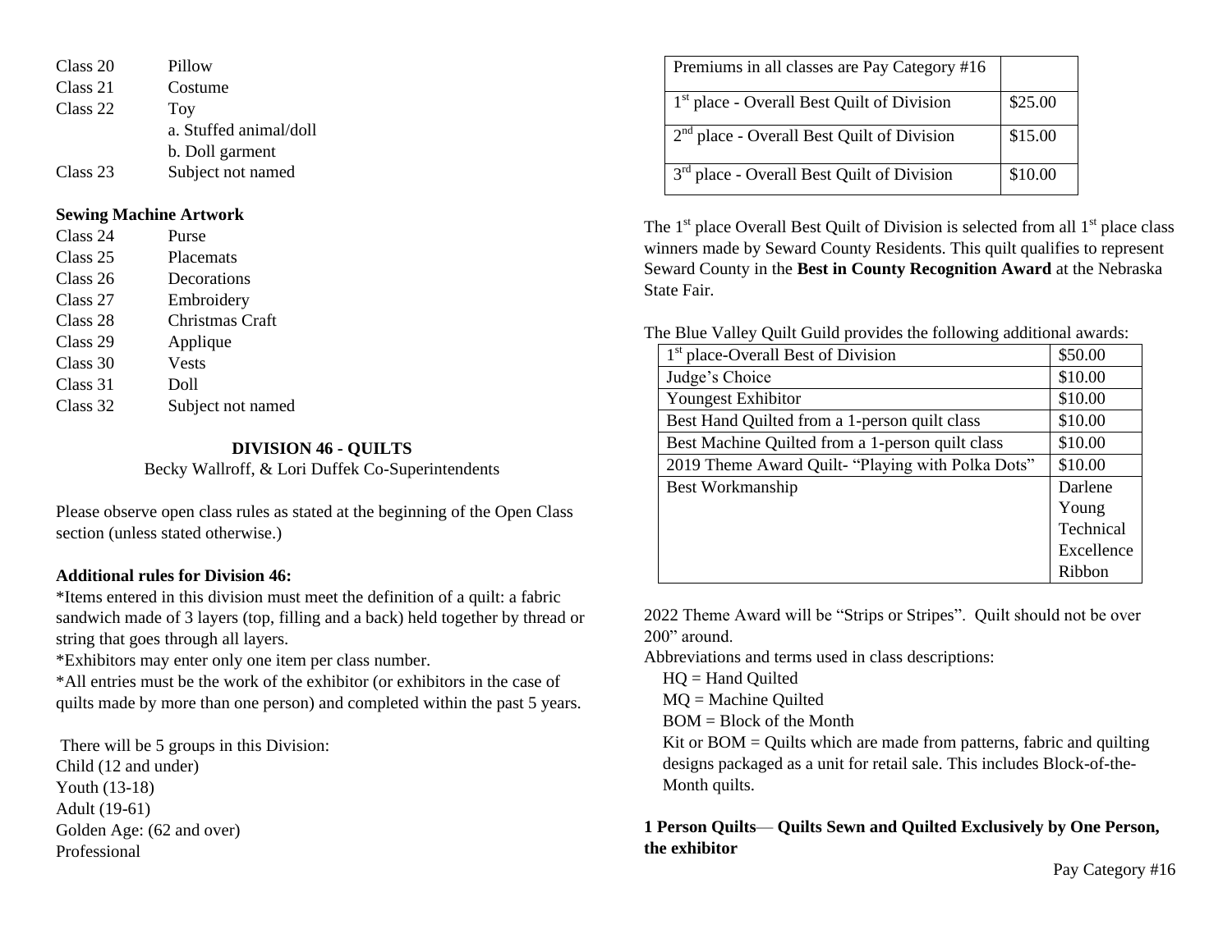Class 20 Pillow
Class 21 Costume
Class 22 Toy
- a. Stuffed animal/doll
- b. Doll garment

Class 23 Subject not named

**Sewing Machine Artwork**

Class 24 Purse
Class 25 Placemats
Class 26 Decorations
Class 27 Embroidery
Class 28 Christmas Craft
Class 29 Applique
Class 30 Vests
Class 31 Doll
Class 32 Subject not named

## DIVISION 46 - QUILTS

Becky Wallroff, & Lori Duffek Co-Superintendents

Please observe open class rules as stated at the beginning of the Open Class section (unless stated otherwise.)

**Additional rules for Division 46:**

*Items entered in this division must meet the definition of a quilt: a fabric sandwich made of 3 layers (top, filling and a back) held together by thread or string that goes through all layers.

*Exhibitors may enter only one item per class number.

*All entries must be the work of the exhibitor (or exhibitors in the case of quilts made by more than one person) and completed within the past 5 years.

There will be 5 groups in this Division:

Child (12 and under)
Youth (13-18)
Adult (19-61)
Golden Age: (62 and over)
Professional

| Premiums in all classes are Pay Category #16 | |
|---|---|
| 1st place - Overall Best Quilt of Division | $25.00 |
| 2nd place - Overall Best Quilt of Division | $15.00 |
| 3rd place - Overall Best Quilt of Division | $10.00 |

The 1st place Overall Best Quilt of Division is selected from all 1st place class winners made by Seward County Residents. This quilt qualifies to represent Seward County in the **Best in County Recognition Award** at the Nebraska State Fair.

The Blue Valley Quilt Guild provides the following additional awards:

| | |
|---|---|
| 1st place-Overall Best of Division | $50.00 |
| Judge's Choice | $10.00 |
| Youngest Exhibitor | $10.00 |
| Best Hand Quilted from a 1-person quilt class | $10.00 |
| Best Machine Quilted from a 1-person quilt class | $10.00 |
| 2019 Theme Award Quilt- "Playing with Polka Dots" | $10.00 |
| Best Workmanship | Darlene Young Technical Excellence Ribbon |

2022 Theme Award will be "Strips or Stripes". Quilt should not be over 200" around.

Abbreviations and terms used in class descriptions:

HQ = Hand Quilted
MQ = Machine Quilted
BOM = Block of the Month
Kit or BOM = Quilts which are made from patterns, fabric and quilting designs packaged as a unit for retail sale. This includes Block-of-the-Month quilts.

**1 Person Quilts— Quilts Sewn and Quilted Exclusively by One Person, the exhibitor**

Pay Category #16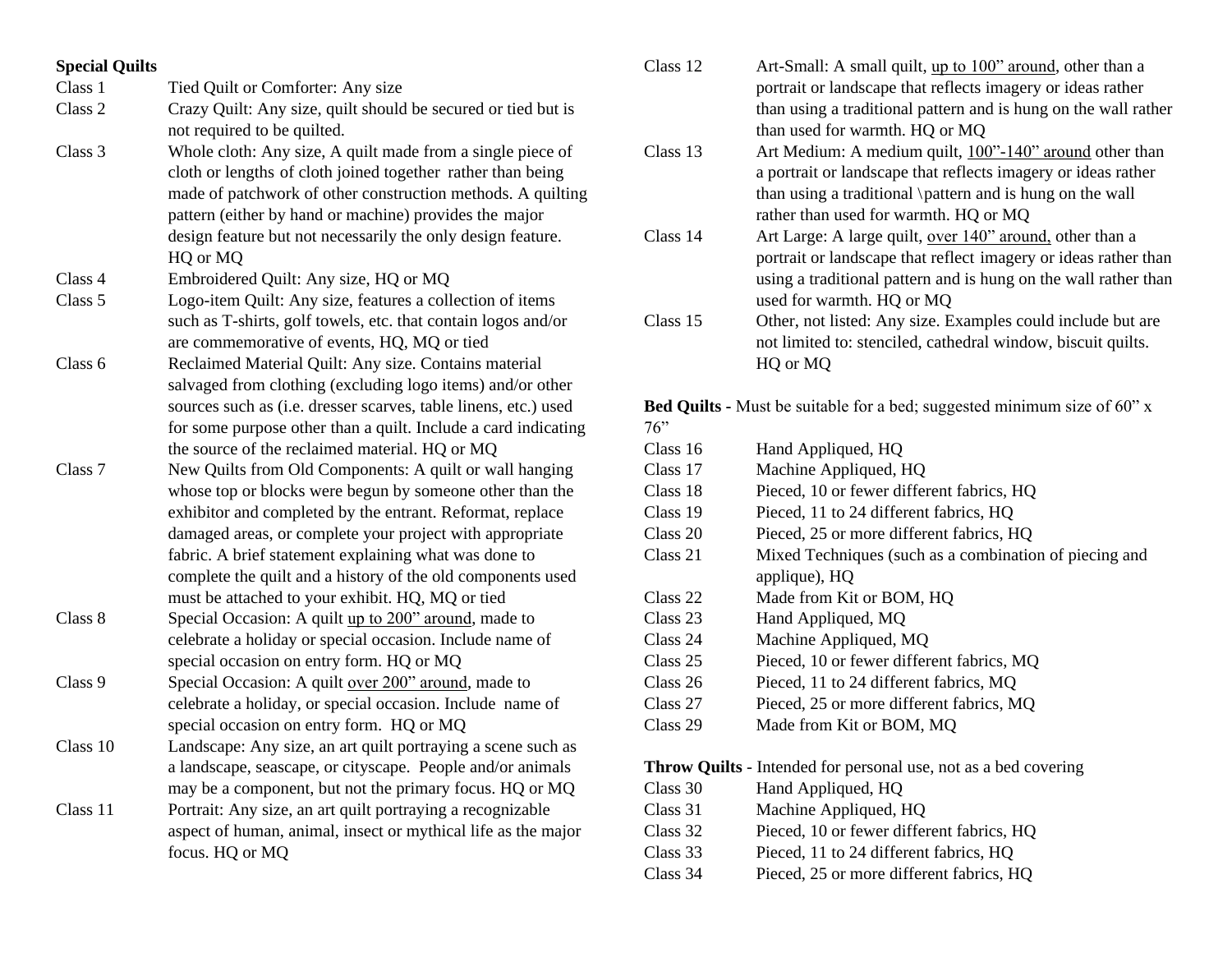**Special Quilts**

Class 1	Tied Quilt or Comforter: Any size

Class 2	Crazy Quilt: Any size, quilt should be secured or tied but is not required to be quilted.

Class 3	Whole cloth: Any size, A quilt made from a single piece of cloth or lengths of cloth joined together rather than being made of patchwork of other construction methods. A quilting pattern (either by hand or machine) provides the major design feature but not necessarily the only design feature. HQ or MQ

Class 4	Embroidered Quilt: Any size, HQ or MQ

Class 5	Logo-item Quilt: Any size, features a collection of items such as T-shirts, golf towels, etc. that contain logos and/or are commemorative of events, HQ, MQ or tied

Class 6	Reclaimed Material Quilt: Any size. Contains material salvaged from clothing (excluding logo items) and/or other sources such as (i.e. dresser scarves, table linens, etc.) used for some purpose other than a quilt. Include a card indicating the source of the reclaimed material. HQ or MQ

Class 7	New Quilts from Old Components: A quilt or wall hanging whose top or blocks were begun by someone other than the exhibitor and completed by the entrant. Reformat, replace damaged areas, or complete your project with appropriate fabric. A brief statement explaining what was done to complete the quilt and a history of the old components used must be attached to your exhibit. HQ, MQ or tied

Class 8	Special Occasion: A quilt <u>up to 200" around</u>, made to celebrate a holiday or special occasion. Include name of special occasion on entry form. HQ or MQ

Class 9	Special Occasion: A quilt <u>over 200" around</u>, made to celebrate a holiday, or special occasion. Include name of special occasion on entry form. HQ or MQ

Class 10	Landscape: Any size, an art quilt portraying a scene such as a landscape, seascape, or cityscape. People and/or animals may be a component, but not the primary focus. HQ or MQ

Class 11	Portrait: Any size, an art quilt portraying a recognizable aspect of human, animal, insect or mythical life as the major focus. HQ or MQ

Class 12	Art-Small: A small quilt, <u>up to 100" around</u>, other than a portrait or landscape that reflects imagery or ideas rather than using a traditional pattern and is hung on the wall rather than used for warmth. HQ or MQ

Class 13	Art Medium: A medium quilt, <u>100"-140" around</u> other than a portrait or landscape that reflects imagery or ideas rather than using a traditional \pattern and is hung on the wall rather than used for warmth. HQ or MQ

Class 14	Art Large: A large quilt, <u>over 140" around,</u> other than a portrait or landscape that reflect imagery or ideas rather than using a traditional pattern and is hung on the wall rather than used for warmth. HQ or MQ

Class 15	Other, not listed: Any size. Examples could include but are not limited to: stenciled, cathedral window, biscuit quilts. HQ or MQ

**Bed Quilts -** Must be suitable for a bed; suggested minimum size of 60" x 76"

Class 16	Hand Appliqued, HQ

Class 17	Machine Appliqued, HQ

Class 18	Pieced, 10 or fewer different fabrics, HQ

Class 19	Pieced, 11 to 24 different fabrics, HQ

Class 20	Pieced, 25 or more different fabrics, HQ

Class 21	Mixed Techniques (such as a combination of piecing and applique), HQ

Class 22	Made from Kit or BOM, HQ

Class 23	Hand Appliqued, MQ

Class 24	Machine Appliqued, MQ

Class 25	Pieced, 10 or fewer different fabrics, MQ

Class 26	Pieced, 11 to 24 different fabrics, MQ

Class 27	Pieced, 25 or more different fabrics, MQ

Class 29	Made from Kit or BOM, MQ

**Throw Quilts** - Intended for personal use, not as a bed covering

Class 30	Hand Appliqued, HQ

Class 31	Machine Appliqued, HQ

Class 32	Pieced, 10 or fewer different fabrics, HQ

Class 33	Pieced, 11 to 24 different fabrics, HQ

Class 34	Pieced, 25 or more different fabrics, HQ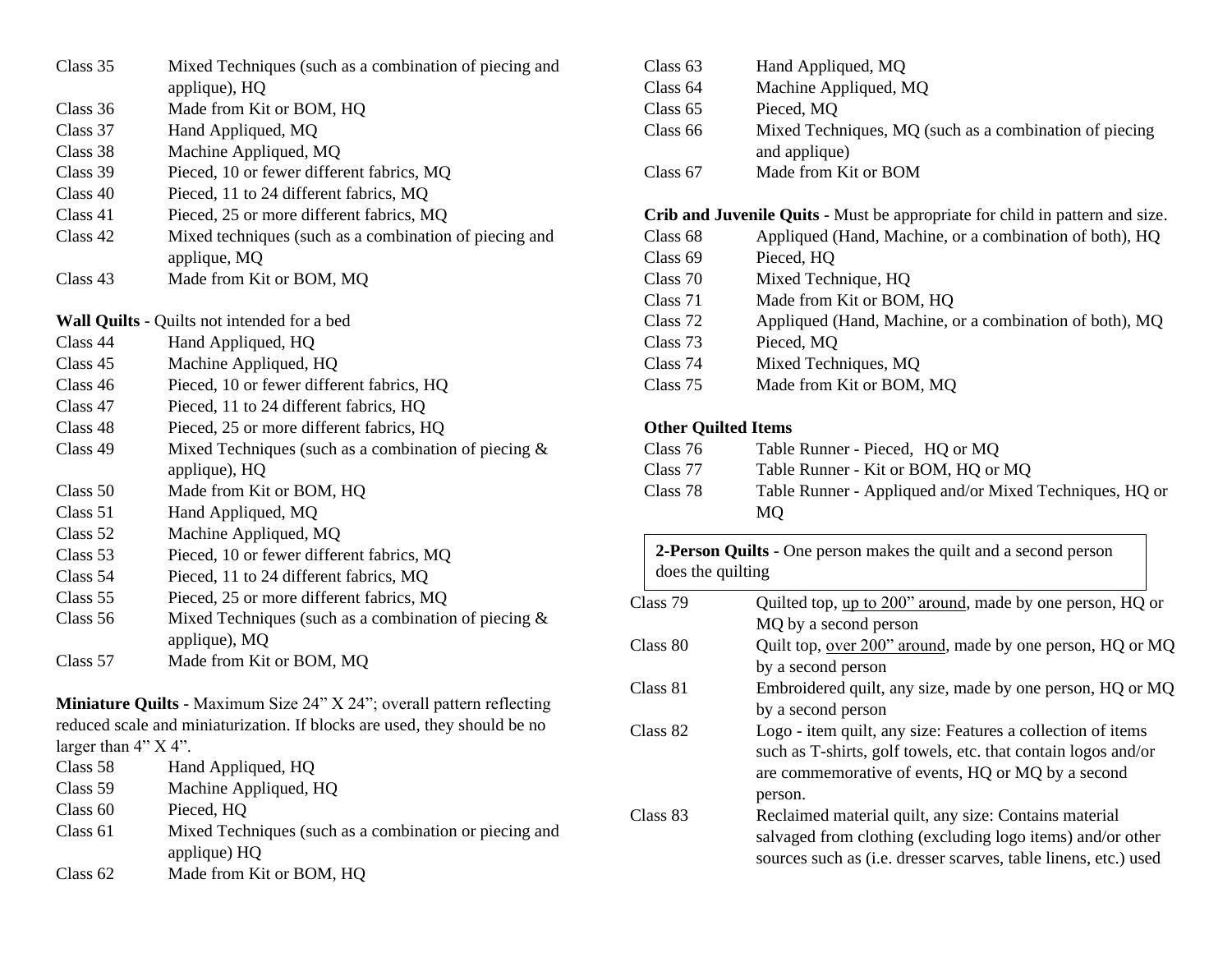Class 35 Mixed Techniques (such as a combination of piecing and applique), HQ
Class 36 Made from Kit or BOM, HQ
Class 37 Hand Appliqued, MQ
Class 38 Machine Appliqued, MQ
Class 39 Pieced, 10 or fewer different fabrics, MQ
Class 40 Pieced, 11 to 24 different fabrics, MQ
Class 41 Pieced, 25 or more different fabrics, MQ
Class 42 Mixed techniques (such as a combination of piecing and applique, MQ
Class 43 Made from Kit or BOM, MQ

**Wall Quilts** - Quilts not intended for a bed

Class 44 Hand Appliqued, HQ
Class 45 Machine Appliqued, HQ
Class 46 Pieced, 10 or fewer different fabrics, HQ
Class 47 Pieced, 11 to 24 different fabrics, HQ
Class 48 Pieced, 25 or more different fabrics, HQ
Class 49 Mixed Techniques (such as a combination of piecing & applique), HQ
Class 50 Made from Kit or BOM, HQ
Class 51 Hand Appliqued, MQ
Class 52 Machine Appliqued, MQ
Class 53 Pieced, 10 or fewer different fabrics, MQ
Class 54 Pieced, 11 to 24 different fabrics, MQ
Class 55 Pieced, 25 or more different fabrics, MQ
Class 56 Mixed Techniques (such as a combination of piecing & applique), MQ
Class 57 Made from Kit or BOM, MQ

**Miniature Quilts** - Maximum Size 24" X 24"; overall pattern reflecting reduced scale and miniaturization. If blocks are used, they should be no larger than 4" X 4".

Class 58 Hand Appliqued, HQ
Class 59 Machine Appliqued, HQ
Class 60 Pieced, HQ
Class 61 Mixed Techniques (such as a combination or piecing and applique) HQ
Class 62 Made from Kit or BOM, HQ
Class 63 Hand Appliqued, MQ
Class 64 Machine Appliqued, MQ
Class 65 Pieced, MQ
Class 66 Mixed Techniques, MQ (such as a combination of piecing and applique)
Class 67 Made from Kit or BOM

**Crib and Juvenile Quilts** - Must be appropriate for child in pattern and size.

Class 68 Appliqued (Hand, Machine, or a combination of both), HQ
Class 69 Pieced, HQ
Class 70 Mixed Technique, HQ
Class 71 Made from Kit or BOM, HQ
Class 72 Appliqued (Hand, Machine, or a combination of both), MQ
Class 73 Pieced, MQ
Class 74 Mixed Techniques, MQ
Class 75 Made from Kit or BOM, MQ

**Other Quilted Items**

Class 76 Table Runner - Pieced, HQ or MQ
Class 77 Table Runner - Kit or BOM, HQ or MQ
Class 78 Table Runner - Appliqued and/or Mixed Techniques, HQ or MQ

**2-Person Quilts** - One person makes the quilt and a second person does the quilting

Class 79 Quilted top, up to 200" around, made by one person, HQ or MQ by a second person
Class 80 Quilt top, over 200" around, made by one person, HQ or MQ by a second person
Class 81 Embroidered quilt, any size, made by one person, HQ or MQ by a second person
Class 82 Logo - item quilt, any size: Features a collection of items such as T-shirts, golf towels, etc. that contain logos and/or are commemorative of events, HQ or MQ by a second person.
Class 83 Reclaimed material quilt, any size: Contains material salvaged from clothing (excluding logo items) and/or other sources such as (i.e. dresser scarves, table linens, etc.) used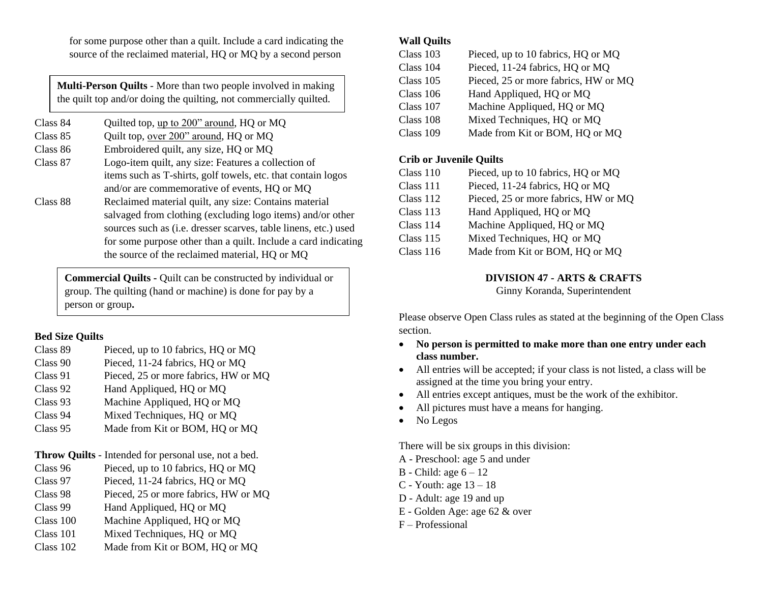for some purpose other than a quilt. Include a card indicating the source of the reclaimed material, HQ or MQ by a second person

**Multi-Person Quilts** - More than two people involved in making the quilt top and/or doing the quilting, not commercially quilted.

| | |
|---|---|
| Class 84 | Quilted top, up to 200” around, HQ or MQ |
| Class 85 | Quilt top, over 200” around, HQ or MQ |
| Class 86 | Embroidered quilt, any size, HQ or MQ |
| Class 87 | Logo-item quilt, any size: Features a collection of items such as T-shirts, golf towels, etc. that contain logos and/or are commemorative of events, HQ or MQ |
| Class 88 | Reclaimed material quilt, any size: Contains material salvaged from clothing (excluding logo items) and/or other sources such as (i.e. dresser scarves, table linens, etc.) used for some purpose other than a quilt. Include a card indicating the source of the reclaimed material, HQ or MQ |

**Commercial Quilts -** Quilt can be constructed by individual or group. The quilting (hand or machine) is done for pay by a person or group**.**

**Bed Size Quilts**

| | |
|---|---|
| Class 89 | Pieced, up to 10 fabrics, HQ or MQ |
| Class 90 | Pieced, 11-24 fabrics, HQ or MQ |
| Class 91 | Pieced, 25 or more fabrics, HW or MQ |
| Class 92 | Hand Appliqued, HQ or MQ |
| Class 93 | Machine Appliqued, HQ or MQ |
| Class 94 | Mixed Techniques, HQ or MQ |
| Class 95 | Made from Kit or BOM, HQ or MQ |

**Throw Quilts** - Intended for personal use, not a bed.

| | |
|---|---|
| Class 96 | Pieced, up to 10 fabrics, HQ or MQ |
| Class 97 | Pieced, 11-24 fabrics, HQ or MQ |
| Class 98 | Pieced, 25 or more fabrics, HW or MQ |
| Class 99 | Hand Appliqued, HQ or MQ |
| Class 100 | Machine Appliqued, HQ or MQ |
| Class 101 | Mixed Techniques, HQ or MQ |
| Class 102 | Made from Kit or BOM, HQ or MQ |

**Wall Quilts**

| | |
|---|---|
| Class 103 | Pieced, up to 10 fabrics, HQ or MQ |
| Class 104 | Pieced, 11-24 fabrics, HQ or MQ |
| Class 105 | Pieced, 25 or more fabrics, HW or MQ |
| Class 106 | Hand Appliqued, HQ or MQ |
| Class 107 | Machine Appliqued, HQ or MQ |
| Class 108 | Mixed Techniques, HQ or MQ |
| Class 109 | Made from Kit or BOM, HQ or MQ |

**Crib or Juvenile Quilts**

| | |
|---|---|
| Class 110 | Pieced, up to 10 fabrics, HQ or MQ |
| Class 111 | Pieced, 11-24 fabrics, HQ or MQ |
| Class 112 | Pieced, 25 or more fabrics, HW or MQ |
| Class 113 | Hand Appliqued, HQ or MQ |
| Class 114 | Machine Appliqued, HQ or MQ |
| Class 115 | Mixed Techniques, HQ or MQ |
| Class 116 | Made from Kit or BOM, HQ or MQ |

## DIVISION 47 - ARTS & CRAFTS

Ginny Koranda, Superintendent

Please observe Open Class rules as stated at the beginning of the Open Class section.

- **No person is permitted to make more than one entry under each class number.**
- All entries will be accepted; if your class is not listed, a class will be assigned at the time you bring your entry.
- All entries except antiques, must be the work of the exhibitor.
- All pictures must have a means for hanging.
- No Legos

There will be six groups in this division:
A - Preschool: age 5 and under
B - Child: age 6 – 12
C - Youth: age 13 – 18
D - Adult: age 19 and up
E - Golden Age: age 62 & over
F – Professional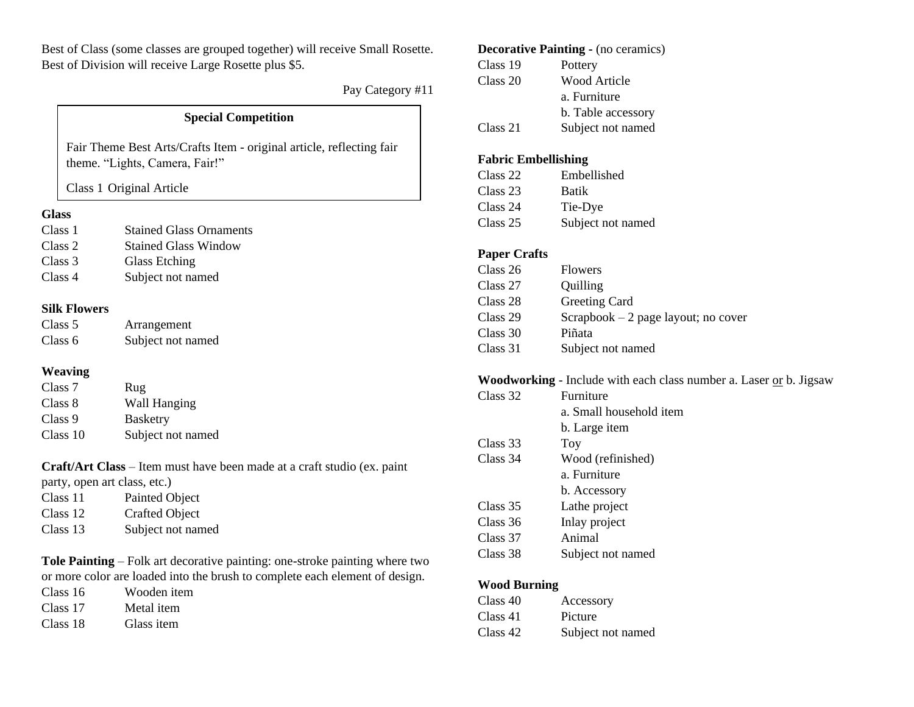Best of Class (some classes are grouped together) will receive Small Rosette. Best of Division will receive Large Rosette plus $5.

Pay Category #11

**Special Competition**

Fair Theme Best Arts/Crafts Item - original article, reflecting fair theme. "Lights, Camera, Fair!"

Class 1 Original Article

**Glass**

Class 1 Stained Glass Ornaments
Class 2 Stained Glass Window
Class 3 Glass Etching
Class 4 Subject not named

**Silk Flowers**

Class 5 Arrangement
Class 6 Subject not named

**Weaving**

Class 7 Rug
Class 8 Wall Hanging
Class 9 Basketry
Class 10 Subject not named

**Craft/Art Class** – Item must have been made at a craft studio (ex. paint party, open art class, etc.)

Class 11 Painted Object
Class 12 Crafted Object
Class 13 Subject not named

**Tole Painting** – Folk art decorative painting: one-stroke painting where two or more color are loaded into the brush to complete each element of design.

Class 16 Wooden item
Class 17 Metal item
Class 18 Glass item

**Decorative Painting** - (no ceramics)

Class 19 Pottery
Class 20 Wood Article
 a. Furniture
 b. Table accessory
Class 21 Subject not named

**Fabric Embellishing**

Class 22 Embellished
Class 23 Batik
Class 24 Tie-Dye
Class 25 Subject not named

**Paper Crafts**

Class 26 Flowers
Class 27 Quilling
Class 28 Greeting Card
Class 29 Scrapbook – 2 page layout; no cover
Class 30 Piñata
Class 31 Subject not named

**Woodworking** - Include with each class number a. Laser or b. Jigsaw

Class 32 Furniture
 a. Small household item
 b. Large item
Class 33 Toy
Class 34 Wood (refinished)
 a. Furniture
 b. Accessory
Class 35 Lathe project
Class 36 Inlay project
Class 37 Animal
Class 38 Subject not named

**Wood Burning**

Class 40 Accessory
Class 41 Picture
Class 42 Subject not named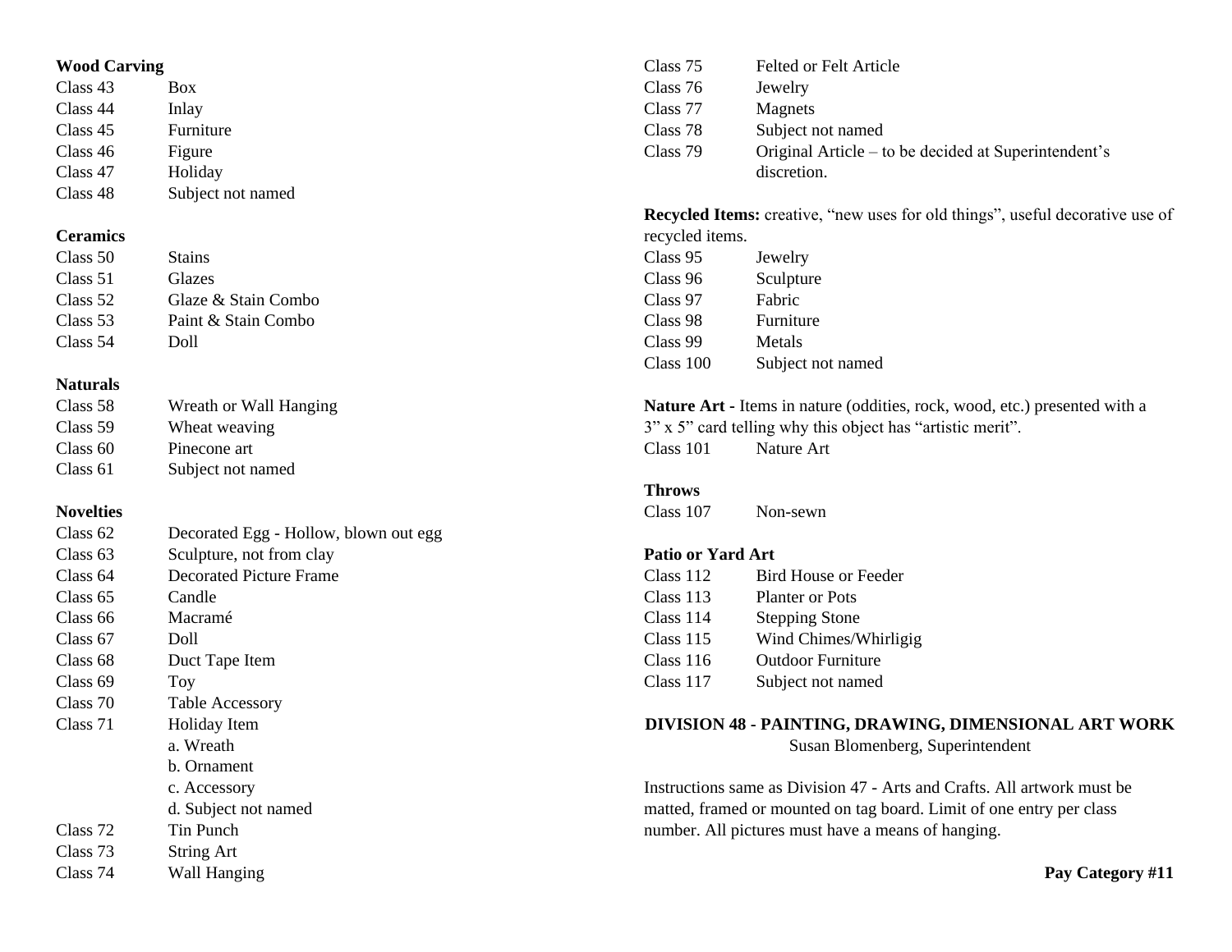**Wood Carving**

| | |
|---|---|
| Class 43 | Box |
| Class 44 | Inlay |
| Class 45 | Furniture |
| Class 46 | Figure |
| Class 47 | Holiday |
| Class 48 | Subject not named |

**Ceramics**

| | |
|---|---|
| Class 50 | Stains |
| Class 51 | Glazes |
| Class 52 | Glaze & Stain Combo |
| Class 53 | Paint & Stain Combo |
| Class 54 | Doll |

**Naturals**

| | |
|---|---|
| Class 58 | Wreath or Wall Hanging |
| Class 59 | Wheat weaving |
| Class 60 | Pinecone art |
| Class 61 | Subject not named |

**Novelties**

| | |
|---|---|
| Class 62 | Decorated Egg - Hollow, blown out egg |
| Class 63 | Sculpture, not from clay |
| Class 64 | Decorated Picture Frame |
| Class 65 | Candle |
| Class 66 | Macramé |
| Class 67 | Doll |
| Class 68 | Duct Tape Item |
| Class 69 | Toy |
| Class 70 | Table Accessory |
| Class 71 | Holiday Item<br>a. Wreath<br>b. Ornament<br>c. Accessory<br>d. Subject not named |
| Class 72 | Tin Punch |
| Class 73 | String Art |
| Class 74 | Wall Hanging |
| Class 75 | Felted or Felt Article |
| Class 76 | Jewelry |
| Class 77 | Magnets |
| Class 78 | Subject not named |
| Class 79 | Original Article – to be decided at Superintendent's discretion. |

**Recycled Items:** creative, "new uses for old things", useful decorative use of recycled items.

| | |
|---|---|
| Class 95 | Jewelry |
| Class 96 | Sculpture |
| Class 97 | Fabric |
| Class 98 | Furniture |
| Class 99 | Metals |
| Class 100 | Subject not named |

**Nature Art** - Items in nature (oddities, rock, wood, etc.) presented with a 3" x 5" card telling why this object has "artistic merit".

| | |
|---|---|
| Class 101 | Nature Art |

**Throws**

| | |
|---|---|
| Class 107 | Non-sewn |

**Patio or Yard Art**

| | |
|---|---|
| Class 112 | Bird House or Feeder |
| Class 113 | Planter or Pots |
| Class 114 | Stepping Stone |
| Class 115 | Wind Chimes/Whirligig |
| Class 116 | Outdoor Furniture |
| Class 117 | Subject not named |

## DIVISION 48 - PAINTING, DRAWING, DIMENSIONAL ART WORK

Susan Blomenberg, Superintendent

Instructions same as Division 47 - Arts and Crafts. All artwork must be matted, framed or mounted on tag board. Limit of one entry per class number. All pictures must have a means of hanging.

**Pay Category #11**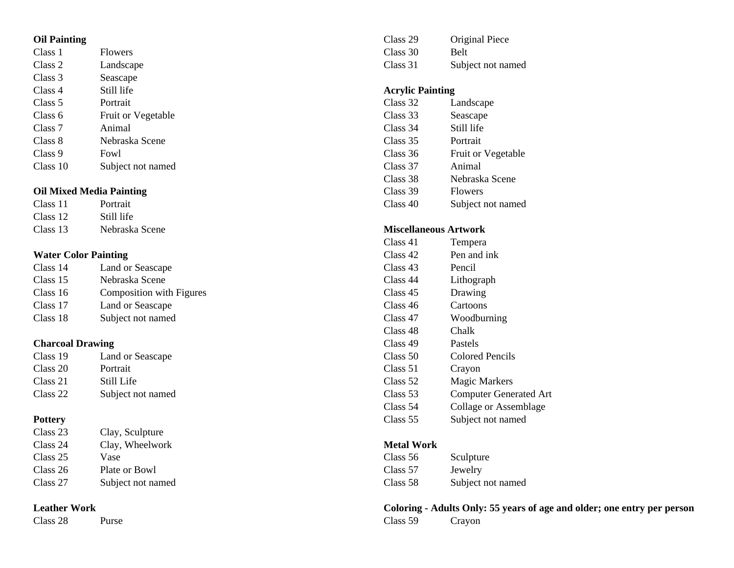**Oil Painting**

| | |
|---|---|
| Class 1 | Flowers |
| Class 2 | Landscape |
| Class 3 | Seascape |
| Class 4 | Still life |
| Class 5 | Portrait |
| Class 6 | Fruit or Vegetable |
| Class 7 | Animal |
| Class 8 | Nebraska Scene |
| Class 9 | Fowl |
| Class 10 | Subject not named |

**Oil Mixed Media Painting**

| | |
|---|---|
| Class 11 | Portrait |
| Class 12 | Still life |
| Class 13 | Nebraska Scene |

**Water Color Painting**

| | |
|---|---|
| Class 14 | Land or Seascape |
| Class 15 | Nebraska Scene |
| Class 16 | Composition with Figures |
| Class 17 | Land or Seascape |
| Class 18 | Subject not named |

**Charcoal Drawing**

| | |
|---|---|
| Class 19 | Land or Seascape |
| Class 20 | Portrait |
| Class 21 | Still Life |
| Class 22 | Subject not named |

**Pottery**

| | |
|---|---|
| Class 23 | Clay, Sculpture |
| Class 24 | Clay, Wheelwork |
| Class 25 | Vase |
| Class 26 | Plate or Bowl |
| Class 27 | Subject not named |

**Leather Work**

| | |
|---|---|
| Class 28 | Purse |
| Class 29 | Original Piece |
| Class 30 | Belt |
| Class 31 | Subject not named |

**Acrylic Painting**

| | |
|---|---|
| Class 32 | Landscape |
| Class 33 | Seascape |
| Class 34 | Still life |
| Class 35 | Portrait |
| Class 36 | Fruit or Vegetable |
| Class 37 | Animal |
| Class 38 | Nebraska Scene |
| Class 39 | Flowers |
| Class 40 | Subject not named |

**Miscellaneous Artwork**

| | |
|---|---|
| Class 41 | Tempera |
| Class 42 | Pen and ink |
| Class 43 | Pencil |
| Class 44 | Lithograph |
| Class 45 | Drawing |
| Class 46 | Cartoons |
| Class 47 | Woodburning |
| Class 48 | Chalk |
| Class 49 | Pastels |
| Class 50 | Colored Pencils |
| Class 51 | Crayon |
| Class 52 | Magic Markers |
| Class 53 | Computer Generated Art |
| Class 54 | Collage or Assemblage |
| Class 55 | Subject not named |

**Metal Work**

| | |
|---|---|
| Class 56 | Sculpture |
| Class 57 | Jewelry |
| Class 58 | Subject not named |

**Coloring - Adults Only: 55 years of age and older; one entry per person**

| | |
|---|---|
| Class 59 | Crayon |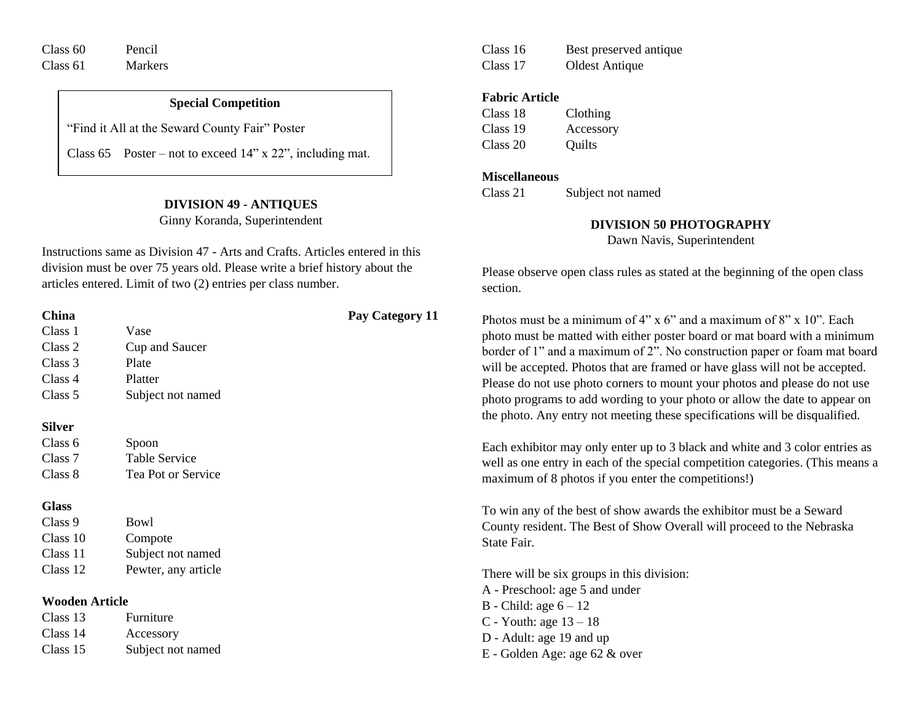Class 60 Pencil
Class 61 Markers

**Special Competition**

"Find it All at the Seward County Fair" Poster

Class 65 Poster – not to exceed 14" x 22", including mat.

## DIVISION 49 - ANTIQUES

Ginny Koranda, Superintendent

Instructions same as Division 47 - Arts and Crafts. Articles entered in this division must be over 75 years old. Please write a brief history about the articles entered. Limit of two (2) entries per class number.

**China** **Pay Category 11**

Class 1 Vase
Class 2 Cup and Saucer
Class 3 Plate
Class 4 Platter
Class 5 Subject not named

**Silver**

Class 6 Spoon
Class 7 Table Service
Class 8 Tea Pot or Service

**Glass**

Class 9 Bowl
Class 10 Compote
Class 11 Subject not named
Class 12 Pewter, any article

**Wooden Article**

Class 13 Furniture
Class 14 Accessory
Class 15 Subject not named
Class 16 Best preserved antique
Class 17 Oldest Antique

**Fabric Article**

Class 18 Clothing
Class 19 Accessory
Class 20 Quilts

**Miscellaneous**

Class 21 Subject not named

## DIVISION 50 PHOTOGRAPHY

Dawn Navis, Superintendent

Please observe open class rules as stated at the beginning of the open class section.

Photos must be a minimum of 4" x 6" and a maximum of 8" x 10". Each photo must be matted with either poster board or mat board with a minimum border of 1" and a maximum of 2". No construction paper or foam mat board will be accepted. Photos that are framed or have glass will not be accepted. Please do not use photo corners to mount your photos and please do not use photo programs to add wording to your photo or allow the date to appear on the photo. Any entry not meeting these specifications will be disqualified.

Each exhibitor may only enter up to 3 black and white and 3 color entries as well as one entry in each of the special competition categories. (This means a maximum of 8 photos if you enter the competitions!)

To win any of the best of show awards the exhibitor must be a Seward County resident. The Best of Show Overall will proceed to the Nebraska State Fair.

There will be six groups in this division:
A - Preschool: age 5 and under
B - Child: age 6 – 12
C - Youth: age 13 – 18
D - Adult: age 19 and up
E - Golden Age: age 62 & over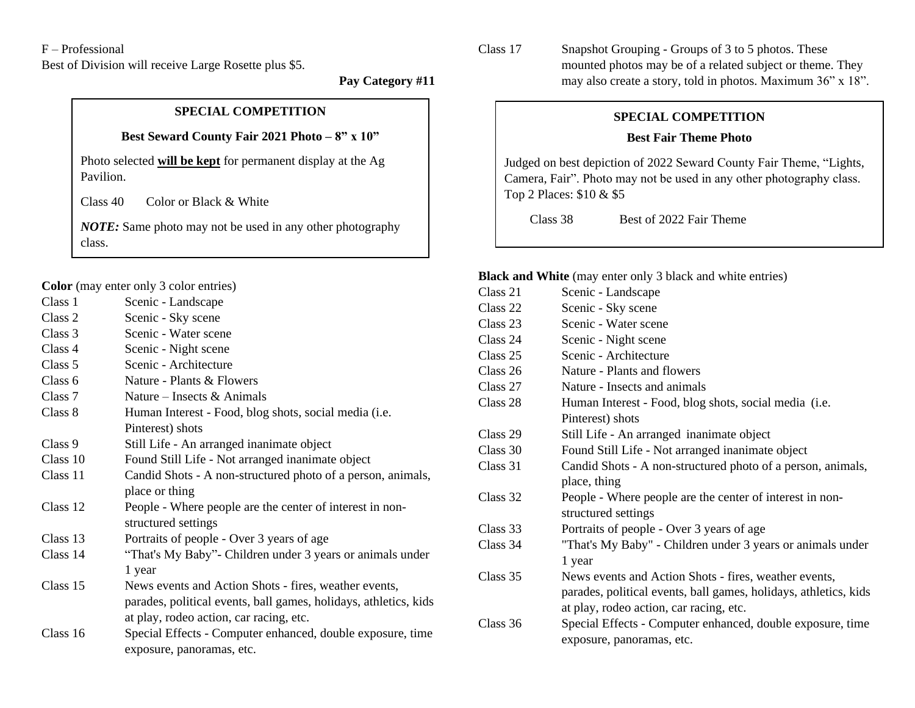F – Professional
Best of Division will receive Large Rosette plus $5.

**Pay Category #11**

**SPECIAL COMPETITION**

**Best Seward County Fair 2021 Photo – 8” x 10”**

Photo selected **will be kept** for permanent display at the Ag Pavilion.

Class 40 Color or Black & White

***NOTE:*** Same photo may not be used in any other photography class.

**Color** (may enter only 3 color entries)

| | |
|---|---|
| Class 1 | Scenic - Landscape |
| Class 2 | Scenic - Sky scene |
| Class 3 | Scenic - Water scene |
| Class 4 | Scenic - Night scene |
| Class 5 | Scenic - Architecture |
| Class 6 | Nature - Plants & Flowers |
| Class 7 | Nature – Insects & Animals |
| Class 8 | Human Interest - Food, blog shots, social media (i.e. Pinterest) shots |
| Class 9 | Still Life - An arranged inanimate object |
| Class 10 | Found Still Life - Not arranged inanimate object |
| Class 11 | Candid Shots - A non-structured photo of a person, animals, place or thing |
| Class 12 | People - Where people are the center of interest in non-structured settings |
| Class 13 | Portraits of people - Over 3 years of age |
| Class 14 | “That's My Baby”- Children under 3 years or animals under 1 year |
| Class 15 | News events and Action Shots - fires, weather events, parades, political events, ball games, holidays, athletics, kids at play, rodeo action, car racing, etc. |
| Class 16 | Special Effects - Computer enhanced, double exposure, time exposure, panoramas, etc. |
| Class 17 | Snapshot Grouping - Groups of 3 to 5 photos. These mounted photos may be of a related subject or theme. They may also create a story, told in photos. Maximum 36” x 18”. |

**SPECIAL COMPETITION**

**Best Fair Theme Photo**

Judged on best depiction of 2022 Seward County Fair Theme, “Lights, Camera, Fair”. Photo may not be used in any other photography class. Top 2 Places: $10 & $5

Class 38 Best of 2022 Fair Theme

**Black and White** (may enter only 3 black and white entries)

| | |
|---|---|
| Class 21 | Scenic - Landscape |
| Class 22 | Scenic - Sky scene |
| Class 23 | Scenic - Water scene |
| Class 24 | Scenic - Night scene |
| Class 25 | Scenic - Architecture |
| Class 26 | Nature - Plants and flowers |
| Class 27 | Nature - Insects and animals |
| Class 28 | Human Interest - Food, blog shots, social media (i.e. Pinterest) shots |
| Class 29 | Still Life - An arranged inanimate object |
| Class 30 | Found Still Life - Not arranged inanimate object |
| Class 31 | Candid Shots - A non-structured photo of a person, animals, place, thing |
| Class 32 | People - Where people are the center of interest in non-structured settings |
| Class 33 | Portraits of people - Over 3 years of age |
| Class 34 | "That's My Baby" - Children under 3 years or animals under 1 year |
| Class 35 | News events and Action Shots - fires, weather events, parades, political events, ball games, holidays, athletics, kids at play, rodeo action, car racing, etc. |
| Class 36 | Special Effects - Computer enhanced, double exposure, time exposure, panoramas, etc. |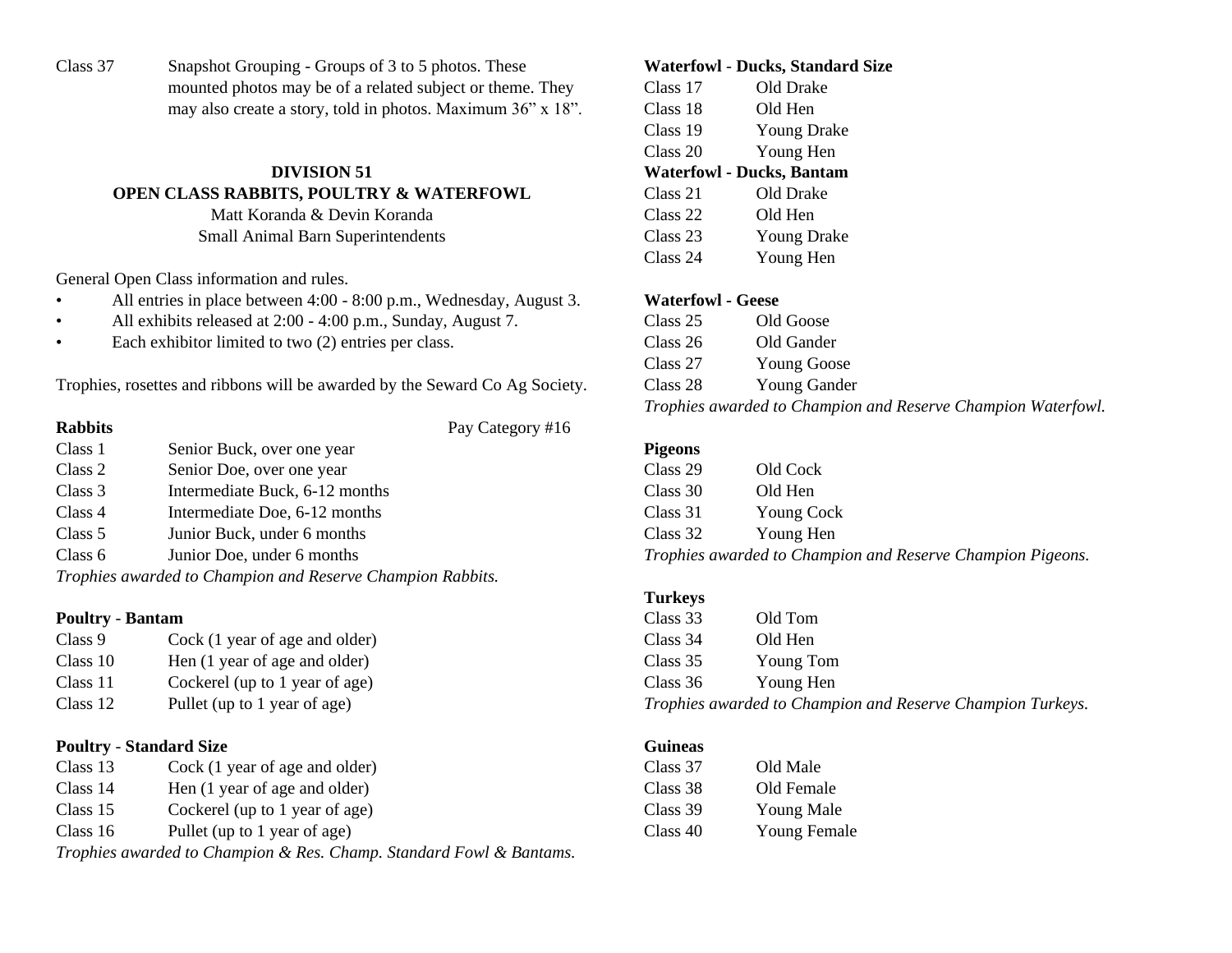Class 37 Snapshot Grouping - Groups of 3 to 5 photos. These mounted photos may be of a related subject or theme. They may also create a story, told in photos. Maximum 36" x 18".

## DIVISION 51
## OPEN CLASS RABBITS, POULTRY & WATERFOWL

Matt Koranda & Devin Koranda
Small Animal Barn Superintendents

General Open Class information and rules.

- All entries in place between 4:00 - 8:00 p.m., Wednesday, August 3.
- All exhibits released at 2:00 - 4:00 p.m., Sunday, August 7.
- Each exhibitor limited to two (2) entries per class.

Trophies, rosettes and ribbons will be awarded by the Seward Co Ag Society.

**Rabbits** Pay Category #16

Class 1 Senior Buck, over one year
Class 2 Senior Doe, over one year
Class 3 Intermediate Buck, 6-12 months
Class 4 Intermediate Doe, 6-12 months
Class 5 Junior Buck, under 6 months
Class 6 Junior Doe, under 6 months

*Trophies awarded to Champion and Reserve Champion Rabbits.*

**Poultry - Bantam**

Class 9 Cock (1 year of age and older)
Class 10 Hen (1 year of age and older)
Class 11 Cockerel (up to 1 year of age)
Class 12 Pullet (up to 1 year of age)

**Poultry - Standard Size**

Class 13 Cock (1 year of age and older)
Class 14 Hen (1 year of age and older)
Class 15 Cockerel (up to 1 year of age)
Class 16 Pullet (up to 1 year of age)

*Trophies awarded to Champion & Res. Champ. Standard Fowl & Bantams.*

**Waterfowl - Ducks, Standard Size**

Class 17 Old Drake
Class 18 Old Hen
Class 19 Young Drake
Class 20 Young Hen

**Waterfowl - Ducks, Bantam**

Class 21 Old Drake
Class 22 Old Hen
Class 23 Young Drake
Class 24 Young Hen

**Waterfowl - Geese**

Class 25 Old Goose
Class 26 Old Gander
Class 27 Young Goose
Class 28 Young Gander

*Trophies awarded to Champion and Reserve Champion Waterfowl.*

**Pigeons**

Class 29 Old Cock
Class 30 Old Hen
Class 31 Young Cock
Class 32 Young Hen

*Trophies awarded to Champion and Reserve Champion Pigeons.*

**Turkeys**

Class 33 Old Tom
Class 34 Old Hen
Class 35 Young Tom
Class 36 Young Hen

*Trophies awarded to Champion and Reserve Champion Turkeys.*

**Guineas**

Class 37 Old Male
Class 38 Old Female
Class 39 Young Male
Class 40 Young Female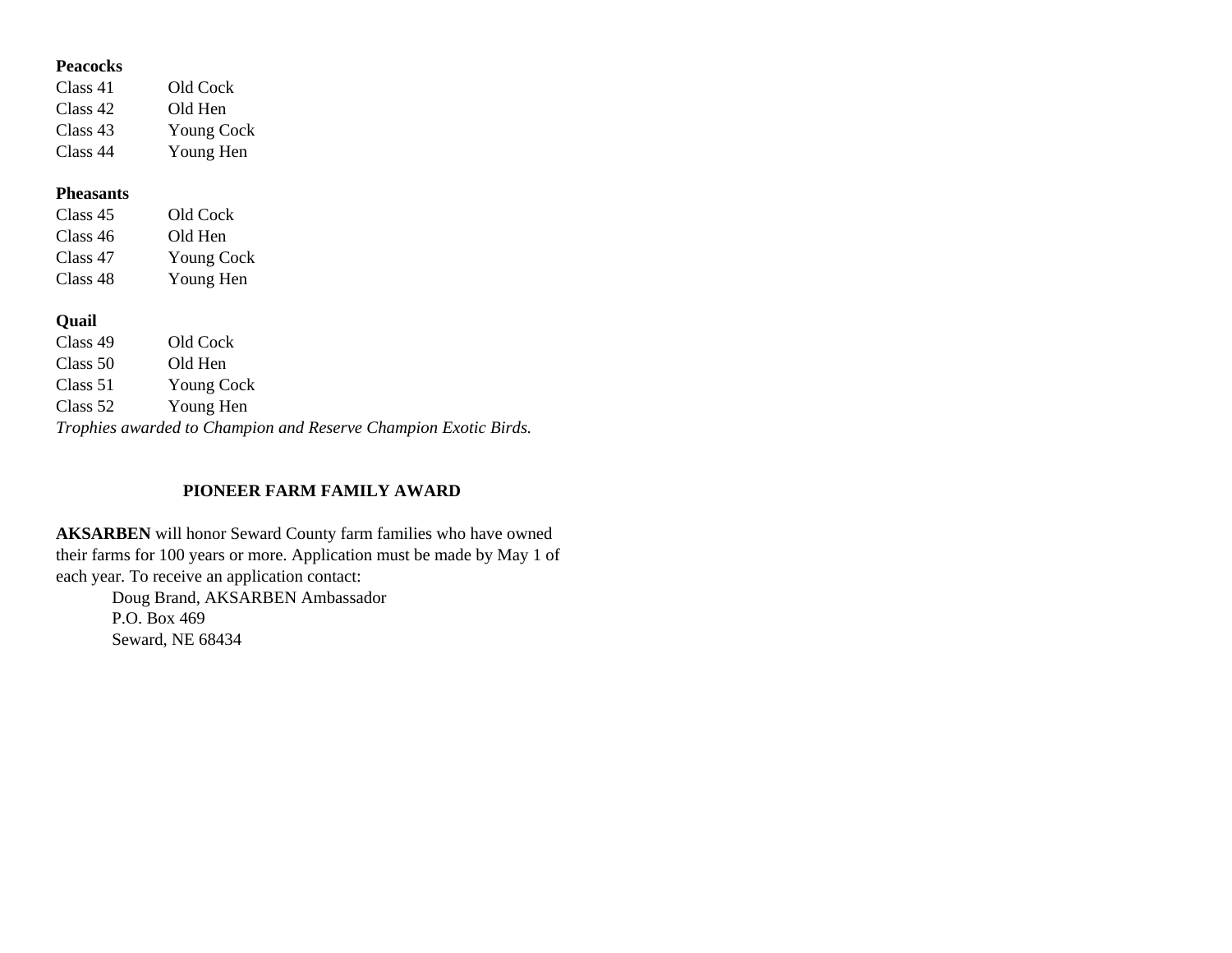**Peacocks**

Class 41 Old Cock
Class 42 Old Hen
Class 43 Young Cock
Class 44 Young Hen

**Pheasants**

Class 45 Old Cock
Class 46 Old Hen
Class 47 Young Cock
Class 48 Young Hen

**Quail**

Class 49 Old Cock
Class 50 Old Hen
Class 51 Young Cock
Class 52 Young Hen

*Trophies awarded to Champion and Reserve Champion Exotic Birds.*

## PIONEER FARM FAMILY AWARD

**AKSARBEN** will honor Seward County farm families who have owned their farms for 100 years or more. Application must be made by May 1 of each year. To receive an application contact:

Doug Brand, AKSARBEN Ambassador
P.O. Box 469
Seward, NE 68434